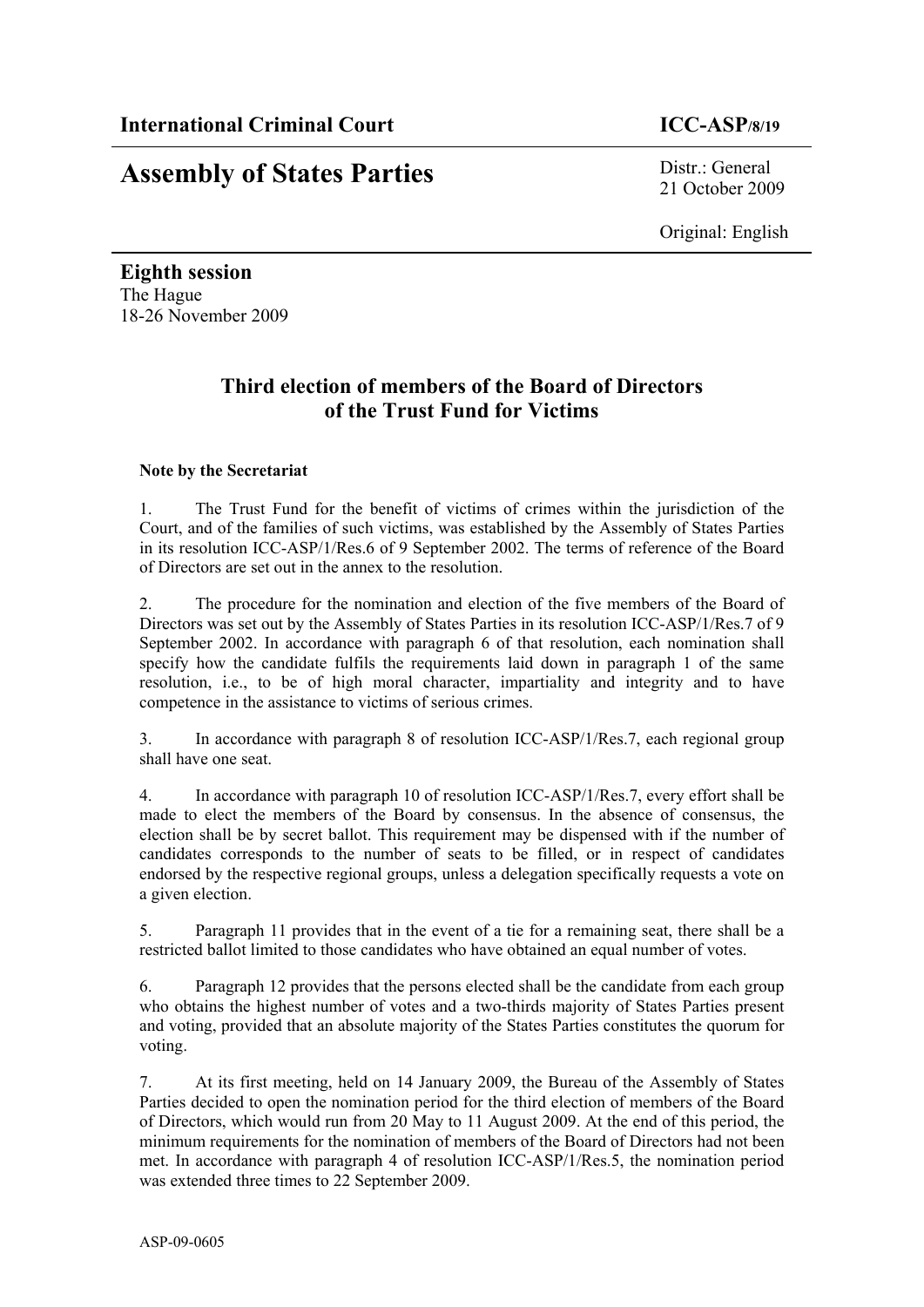**International Criminal Court** **ICC-ASP/8/19**

# Assembly of States Parties

Distr.: General
21 October 2009

Original: English

**Eighth session**
The Hague
18-26 November 2009

## Third election of members of the Board of Directors of the Trust Fund for Victims

**Note by the Secretariat**

1. The Trust Fund for the benefit of victims of crimes within the jurisdiction of the Court, and of the families of such victims, was established by the Assembly of States Parties in its resolution ICC-ASP/1/Res.6 of 9 September 2002. The terms of reference of the Board of Directors are set out in the annex to the resolution.

2. The procedure for the nomination and election of the five members of the Board of Directors was set out by the Assembly of States Parties in its resolution ICC-ASP/1/Res.7 of 9 September 2002. In accordance with paragraph 6 of that resolution, each nomination shall specify how the candidate fulfils the requirements laid down in paragraph 1 of the same resolution, i.e., to be of high moral character, impartiality and integrity and to have competence in the assistance to victims of serious crimes.

3. In accordance with paragraph 8 of resolution ICC-ASP/1/Res.7, each regional group shall have one seat.

4. In accordance with paragraph 10 of resolution ICC-ASP/1/Res.7, every effort shall be made to elect the members of the Board by consensus. In the absence of consensus, the election shall be by secret ballot. This requirement may be dispensed with if the number of candidates corresponds to the number of seats to be filled, or in respect of candidates endorsed by the respective regional groups, unless a delegation specifically requests a vote on a given election.

5. Paragraph 11 provides that in the event of a tie for a remaining seat, there shall be a restricted ballot limited to those candidates who have obtained an equal number of votes.

6. Paragraph 12 provides that the persons elected shall be the candidate from each group who obtains the highest number of votes and a two-thirds majority of States Parties present and voting, provided that an absolute majority of the States Parties constitutes the quorum for voting.

7. At its first meeting, held on 14 January 2009, the Bureau of the Assembly of States Parties decided to open the nomination period for the third election of members of the Board of Directors, which would run from 20 May to 11 August 2009. At the end of this period, the minimum requirements for the nomination of members of the Board of Directors had not been met. In accordance with paragraph 4 of resolution ICC-ASP/1/Res.5, the nomination period was extended three times to 22 September 2009.

ASP-09-0605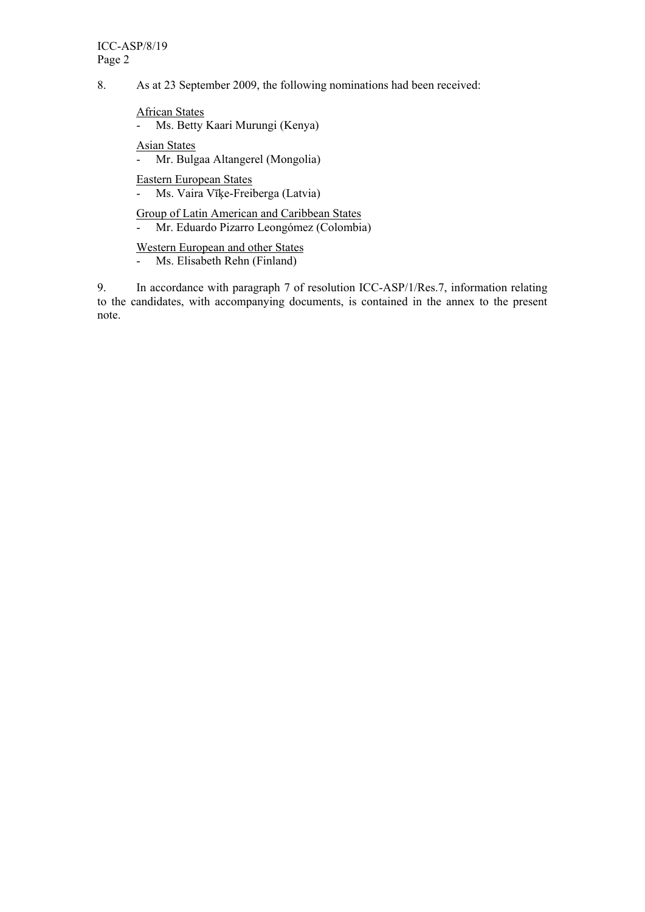8. As at 23 September 2009, the following nominations had been received:

<u>African States</u>

- Ms. Betty Kaari Murungi (Kenya)

<u>Asian States</u>

- Mr. Bulgaa Altangerel (Mongolia)

<u>Eastern European States</u>

- Ms. Vaira Vīķe-Freiberga (Latvia)

<u>Group of Latin American and Caribbean States</u>

- Mr. Eduardo Pizarro Leongómez (Colombia)

<u>Western European and other States</u>

- Ms. Elisabeth Rehn (Finland)

9. In accordance with paragraph 7 of resolution ICC-ASP/1/Res.7, information relating to the candidates, with accompanying documents, is contained in the annex to the present note.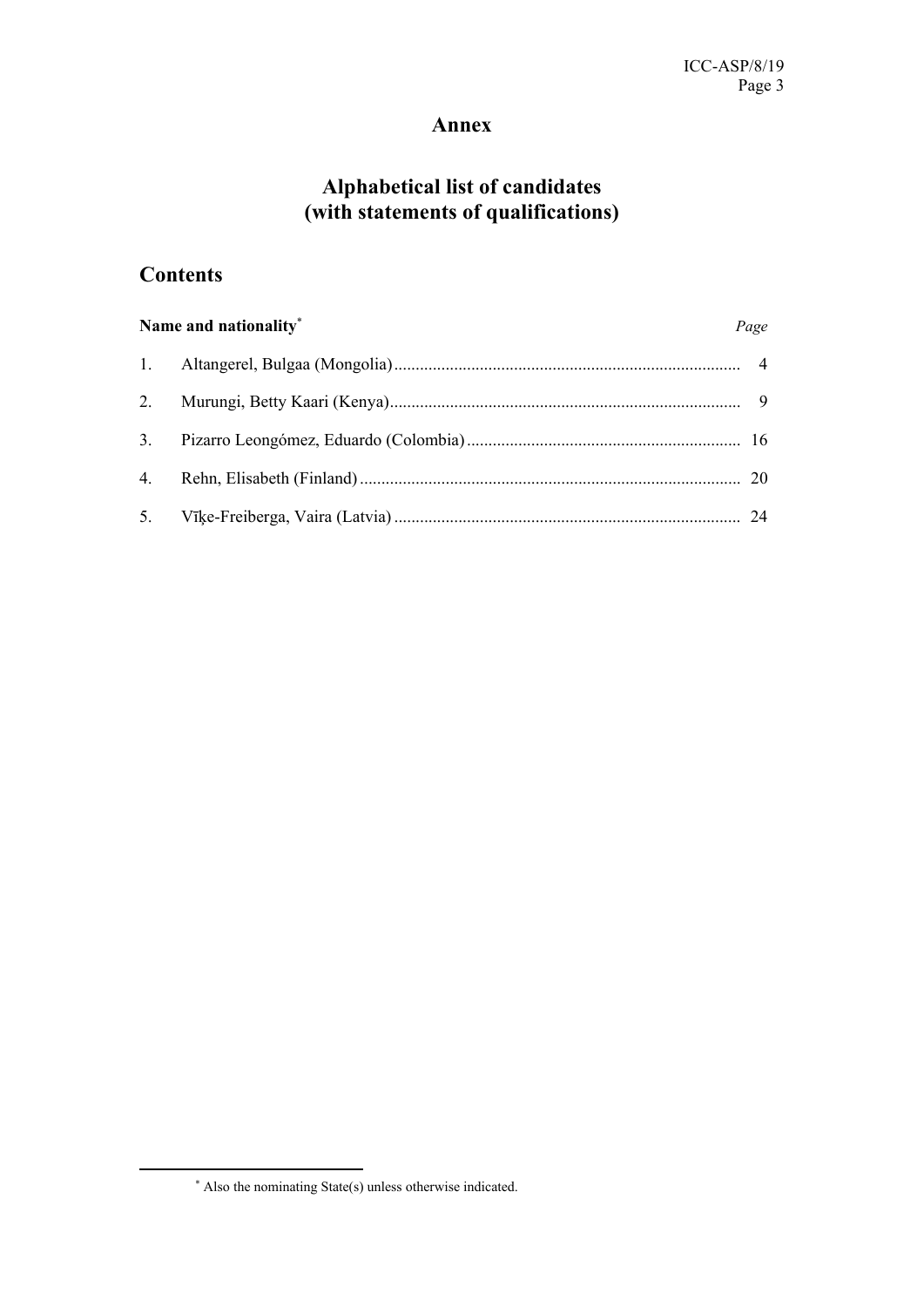# Annex

## Alphabetical list of candidates (with statements of qualifications)

## Contents

| Name and nationality* | | *Page* |
|---|---|---|
| 1. | Altangerel, Bulgaa (Mongolia) | 4 |
| 2. | Murungi, Betty Kaari (Kenya) | 9 |
| 3. | Pizarro Leongómez, Eduardo (Colombia) | 16 |
| 4. | Rehn, Elisabeth (Finland) | 20 |
| 5. | Vīķe-Freiberga, Vaira (Latvia) | 24 |

* Also the nominating State(s) unless otherwise indicated.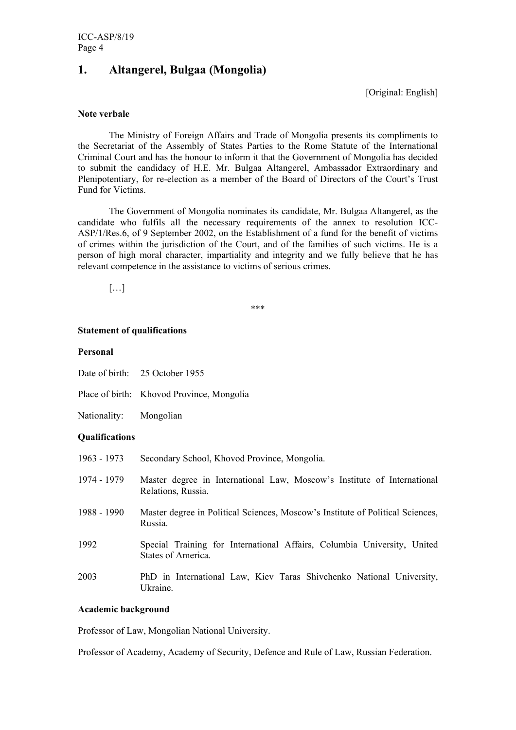## 1. Altangerel, Bulgaa (Mongolia)

[Original: English]

**Note verbale**

The Ministry of Foreign Affairs and Trade of Mongolia presents its compliments to the Secretariat of the Assembly of States Parties to the Rome Statute of the International Criminal Court and has the honour to inform it that the Government of Mongolia has decided to submit the candidacy of H.E. Mr. Bulgaa Altangerel, Ambassador Extraordinary and Plenipotentiary, for re-election as a member of the Board of Directors of the Court's Trust Fund for Victims.

The Government of Mongolia nominates its candidate, Mr. Bulgaa Altangerel, as the candidate who fulfils all the necessary requirements of the annex to resolution ICC-ASP/1/Res.6, of 9 September 2002, on the Establishment of a fund for the benefit of victims of crimes within the jurisdiction of the Court, and of the families of such victims. He is a person of high moral character, impartiality and integrity and we fully believe that he has relevant competence in the assistance to victims of serious crimes.

[…]

\*\*\*

**Statement of qualifications**

**Personal**

Date of birth: 25 October 1955

Place of birth: Khovod Province, Mongolia

Nationality: Mongolian

**Qualifications**

1963 - 1973 Secondary School, Khovod Province, Mongolia.

1974 - 1979 Master degree in International Law, Moscow's Institute of International Relations, Russia.

1988 - 1990 Master degree in Political Sciences, Moscow's Institute of Political Sciences, Russia.

1992 Special Training for International Affairs, Columbia University, United States of America.

2003 PhD in International Law, Kiev Taras Shivchenko National University, Ukraine.

**Academic background**

Professor of Law, Mongolian National University.

Professor of Academy, Academy of Security, Defence and Rule of Law, Russian Federation.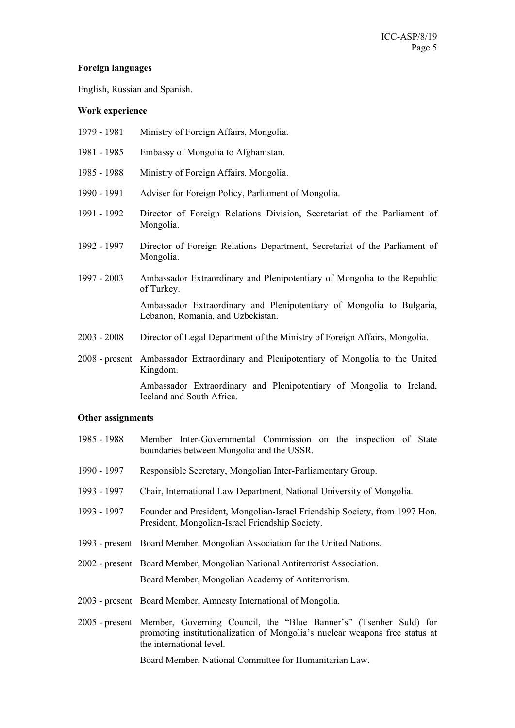**Foreign languages**

English, Russian and Spanish.

**Work experience**

| | |
|---|---|
| 1979 - 1981 | Ministry of Foreign Affairs, Mongolia. |
| 1981 - 1985 | Embassy of Mongolia to Afghanistan. |
| 1985 - 1988 | Ministry of Foreign Affairs, Mongolia. |
| 1990 - 1991 | Adviser for Foreign Policy, Parliament of Mongolia. |
| 1991 - 1992 | Director of Foreign Relations Division, Secretariat of the Parliament of Mongolia. |
| 1992 - 1997 | Director of Foreign Relations Department, Secretariat of the Parliament of Mongolia. |
| 1997 - 2003 | Ambassador Extraordinary and Plenipotentiary of Mongolia to the Republic of Turkey. |
| | Ambassador Extraordinary and Plenipotentiary of Mongolia to Bulgaria, Lebanon, Romania, and Uzbekistan. |
| 2003 - 2008 | Director of Legal Department of the Ministry of Foreign Affairs, Mongolia. |
| 2008 - present | Ambassador Extraordinary and Plenipotentiary of Mongolia to the United Kingdom. |
| | Ambassador Extraordinary and Plenipotentiary of Mongolia to Ireland, Iceland and South Africa. |

**Other assignments**

| | |
|---|---|
| 1985 - 1988 | Member Inter-Governmental Commission on the inspection of State boundaries between Mongolia and the USSR. |
| 1990 - 1997 | Responsible Secretary, Mongolian Inter-Parliamentary Group. |
| 1993 - 1997 | Chair, International Law Department, National University of Mongolia. |
| 1993 - 1997 | Founder and President, Mongolian-Israel Friendship Society, from 1997 Hon. President, Mongolian-Israel Friendship Society. |
| 1993 - present | Board Member, Mongolian Association for the United Nations. |
| 2002 - present | Board Member, Mongolian National Antiterrorist Association. |
| | Board Member, Mongolian Academy of Antiterrorism. |
| 2003 - present | Board Member, Amnesty International of Mongolia. |
| 2005 - present | Member, Governing Council, the "Blue Banner's" (Tsenher Suld) for promoting institutionalization of Mongolia's nuclear weapons free status at the international level. |
| | Board Member, National Committee for Humanitarian Law. |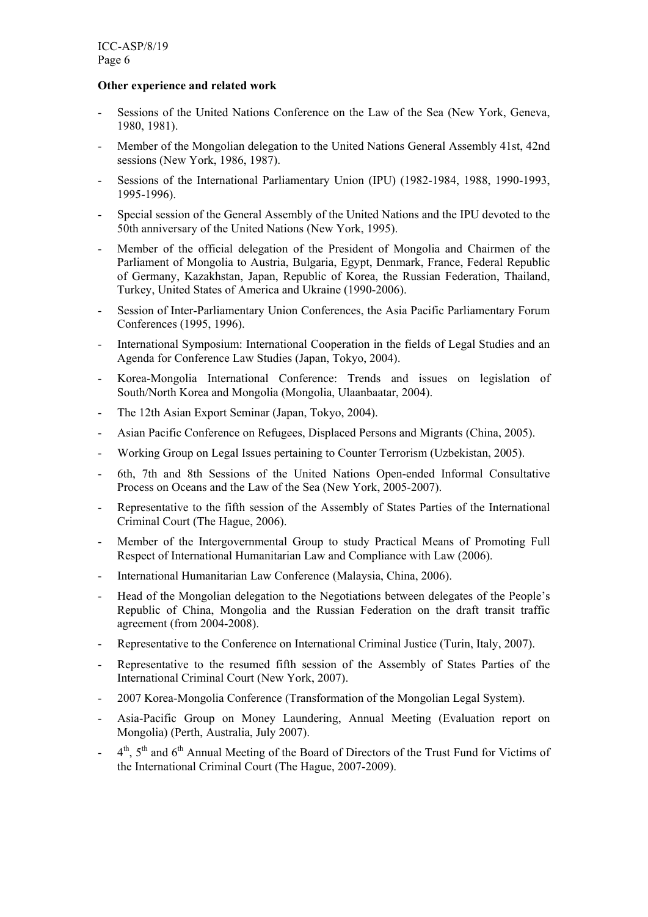**Other experience and related work**

- Sessions of the United Nations Conference on the Law of the Sea (New York, Geneva, 1980, 1981).
- Member of the Mongolian delegation to the United Nations General Assembly 41st, 42nd sessions (New York, 1986, 1987).
- Sessions of the International Parliamentary Union (IPU) (1982-1984, 1988, 1990-1993, 1995-1996).
- Special session of the General Assembly of the United Nations and the IPU devoted to the 50th anniversary of the United Nations (New York, 1995).
- Member of the official delegation of the President of Mongolia and Chairmen of the Parliament of Mongolia to Austria, Bulgaria, Egypt, Denmark, France, Federal Republic of Germany, Kazakhstan, Japan, Republic of Korea, the Russian Federation, Thailand, Turkey, United States of America and Ukraine (1990-2006).
- Session of Inter-Parliamentary Union Conferences, the Asia Pacific Parliamentary Forum Conferences (1995, 1996).
- International Symposium: International Cooperation in the fields of Legal Studies and an Agenda for Conference Law Studies (Japan, Tokyo, 2004).
- Korea-Mongolia International Conference: Trends and issues on legislation of South/North Korea and Mongolia (Mongolia, Ulaanbaatar, 2004).
- The 12th Asian Export Seminar (Japan, Tokyo, 2004).
- Asian Pacific Conference on Refugees, Displaced Persons and Migrants (China, 2005).
- Working Group on Legal Issues pertaining to Counter Terrorism (Uzbekistan, 2005).
- 6th, 7th and 8th Sessions of the United Nations Open-ended Informal Consultative Process on Oceans and the Law of the Sea (New York, 2005-2007).
- Representative to the fifth session of the Assembly of States Parties of the International Criminal Court (The Hague, 2006).
- Member of the Intergovernmental Group to study Practical Means of Promoting Full Respect of International Humanitarian Law and Compliance with Law (2006).
- International Humanitarian Law Conference (Malaysia, China, 2006).
- Head of the Mongolian delegation to the Negotiations between delegates of the People's Republic of China, Mongolia and the Russian Federation on the draft transit traffic agreement (from 2004-2008).
- Representative to the Conference on International Criminal Justice (Turin, Italy, 2007).
- Representative to the resumed fifth session of the Assembly of States Parties of the International Criminal Court (New York, 2007).
- 2007 Korea-Mongolia Conference (Transformation of the Mongolian Legal System).
- Asia-Pacific Group on Money Laundering, Annual Meeting (Evaluation report on Mongolia) (Perth, Australia, July 2007).
- 4th, 5th and 6th Annual Meeting of the Board of Directors of the Trust Fund for Victims of the International Criminal Court (The Hague, 2007-2009).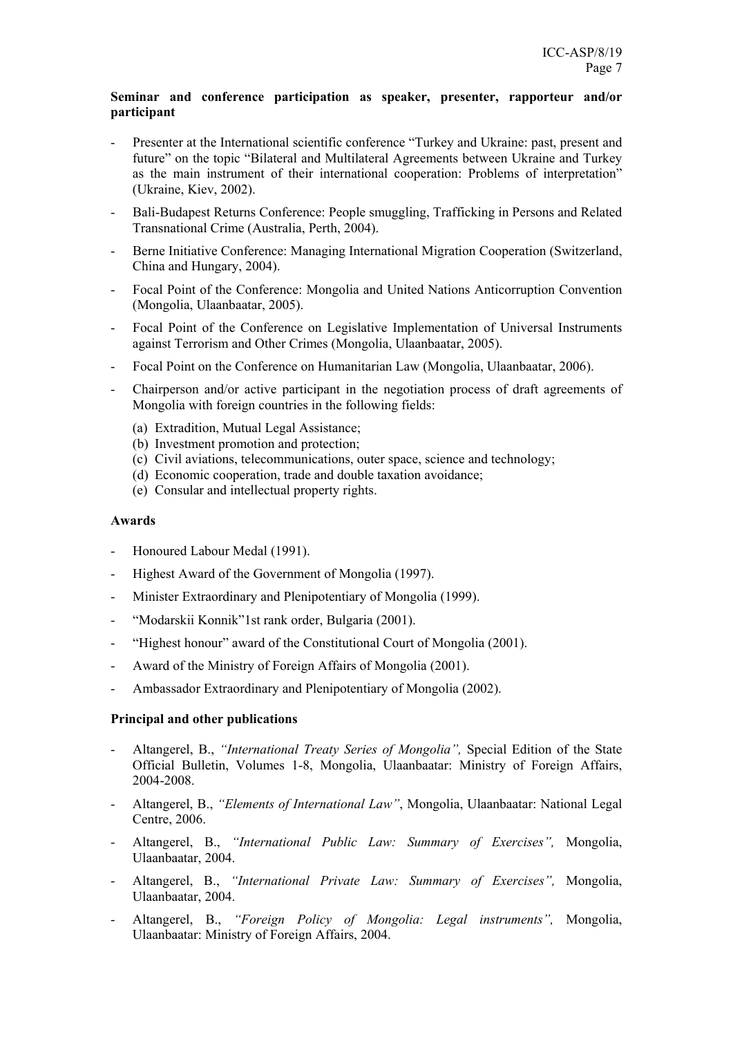**Seminar and conference participation as speaker, presenter, rapporteur and/or participant**

- Presenter at the International scientific conference "Turkey and Ukraine: past, present and future" on the topic "Bilateral and Multilateral Agreements between Ukraine and Turkey as the main instrument of their international cooperation: Problems of interpretation" (Ukraine, Kiev, 2002).
- Bali-Budapest Returns Conference: People smuggling, Trafficking in Persons and Related Transnational Crime (Australia, Perth, 2004).
- Berne Initiative Conference: Managing International Migration Cooperation (Switzerland, China and Hungary, 2004).
- Focal Point of the Conference: Mongolia and United Nations Anticorruption Convention (Mongolia, Ulaanbaatar, 2005).
- Focal Point of the Conference on Legislative Implementation of Universal Instruments against Terrorism and Other Crimes (Mongolia, Ulaanbaatar, 2005).
- Focal Point on the Conference on Humanitarian Law (Mongolia, Ulaanbaatar, 2006).
- Chairperson and/or active participant in the negotiation process of draft agreements of Mongolia with foreign countries in the following fields:
  - (a) Extradition, Mutual Legal Assistance;
  - (b) Investment promotion and protection;
  - (c) Civil aviations, telecommunications, outer space, science and technology;
  - (d) Economic cooperation, trade and double taxation avoidance;
  - (e) Consular and intellectual property rights.

**Awards**

- Honoured Labour Medal (1991).
- Highest Award of the Government of Mongolia (1997).
- Minister Extraordinary and Plenipotentiary of Mongolia (1999).
- "Modarskii Konnik"1st rank order, Bulgaria (2001).
- "Highest honour" award of the Constitutional Court of Mongolia (2001).
- Award of the Ministry of Foreign Affairs of Mongolia (2001).
- Ambassador Extraordinary and Plenipotentiary of Mongolia (2002).

**Principal and other publications**

- Altangerel, B., *"International Treaty Series of Mongolia",* Special Edition of the State Official Bulletin, Volumes 1-8, Mongolia, Ulaanbaatar: Ministry of Foreign Affairs, 2004-2008.
- Altangerel, B., *"Elements of International Law"*, Mongolia, Ulaanbaatar: National Legal Centre, 2006.
- Altangerel, B., *"International Public Law: Summary of Exercises",* Mongolia, Ulaanbaatar, 2004.
- Altangerel, B., *"International Private Law: Summary of Exercises",* Mongolia, Ulaanbaatar, 2004.
- Altangerel, B., *"Foreign Policy of Mongolia: Legal instruments",* Mongolia, Ulaanbaatar: Ministry of Foreign Affairs, 2004.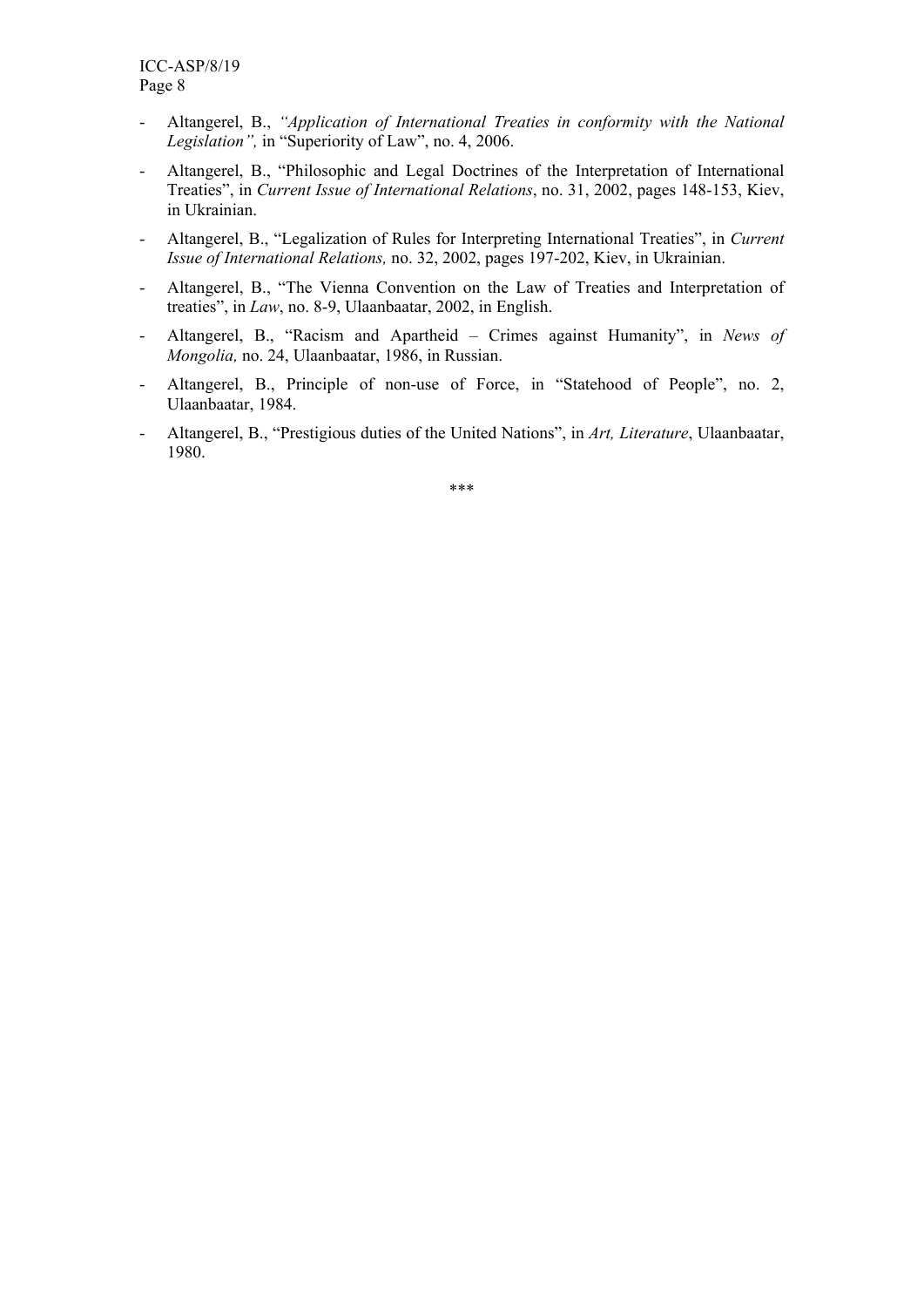- Altangerel, B., *"Application of International Treaties in conformity with the National Legislation",* in "Superiority of Law", no. 4, 2006.
- Altangerel, B., "Philosophic and Legal Doctrines of the Interpretation of International Treaties", in *Current Issue of International Relations*, no. 31, 2002, pages 148-153, Kiev, in Ukrainian.
- Altangerel, B., "Legalization of Rules for Interpreting International Treaties", in *Current Issue of International Relations,* no. 32, 2002, pages 197-202, Kiev, in Ukrainian.
- Altangerel, B., "The Vienna Convention on the Law of Treaties and Interpretation of treaties", in *Law*, no. 8-9, Ulaanbaatar, 2002, in English.
- Altangerel, B., "Racism and Apartheid – Crimes against Humanity", in *News of Mongolia,* no. 24, Ulaanbaatar, 1986, in Russian.
- Altangerel, B., Principle of non-use of Force, in "Statehood of People", no. 2, Ulaanbaatar, 1984.
- Altangerel, B., "Prestigious duties of the United Nations", in *Art, Literature*, Ulaanbaatar, 1980.

***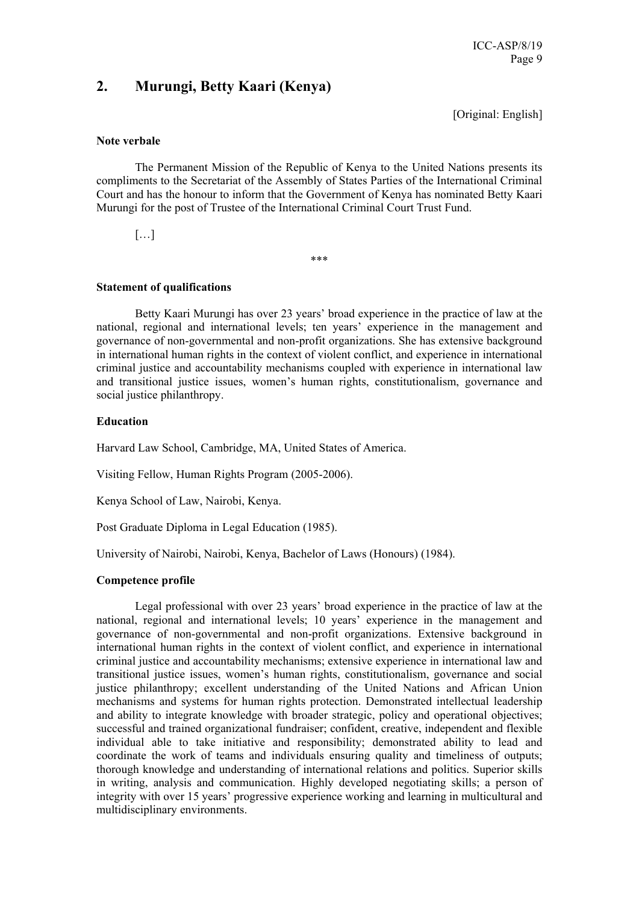## 2. Murungi, Betty Kaari (Kenya)

[Original: English]

**Note verbale**

The Permanent Mission of the Republic of Kenya to the United Nations presents its compliments to the Secretariat of the Assembly of States Parties of the International Criminal Court and has the honour to inform that the Government of Kenya has nominated Betty Kaari Murungi for the post of Trustee of the International Criminal Court Trust Fund.

[…]

\*\*\*

**Statement of qualifications**

Betty Kaari Murungi has over 23 years' broad experience in the practice of law at the national, regional and international levels; ten years' experience in the management and governance of non-governmental and non-profit organizations. She has extensive background in international human rights in the context of violent conflict, and experience in international criminal justice and accountability mechanisms coupled with experience in international law and transitional justice issues, women's human rights, constitutionalism, governance and social justice philanthropy.

**Education**

Harvard Law School, Cambridge, MA, United States of America.

Visiting Fellow, Human Rights Program (2005-2006).

Kenya School of Law, Nairobi, Kenya.

Post Graduate Diploma in Legal Education (1985).

University of Nairobi, Nairobi, Kenya, Bachelor of Laws (Honours) (1984).

**Competence profile**

Legal professional with over 23 years' broad experience in the practice of law at the national, regional and international levels; 10 years' experience in the management and governance of non-governmental and non-profit organizations. Extensive background in international human rights in the context of violent conflict, and experience in international criminal justice and accountability mechanisms; extensive experience in international law and transitional justice issues, women's human rights, constitutionalism, governance and social justice philanthropy; excellent understanding of the United Nations and African Union mechanisms and systems for human rights protection. Demonstrated intellectual leadership and ability to integrate knowledge with broader strategic, policy and operational objectives; successful and trained organizational fundraiser; confident, creative, independent and flexible individual able to take initiative and responsibility; demonstrated ability to lead and coordinate the work of teams and individuals ensuring quality and timeliness of outputs; thorough knowledge and understanding of international relations and politics. Superior skills in writing, analysis and communication. Highly developed negotiating skills; a person of integrity with over 15 years' progressive experience working and learning in multicultural and multidisciplinary environments.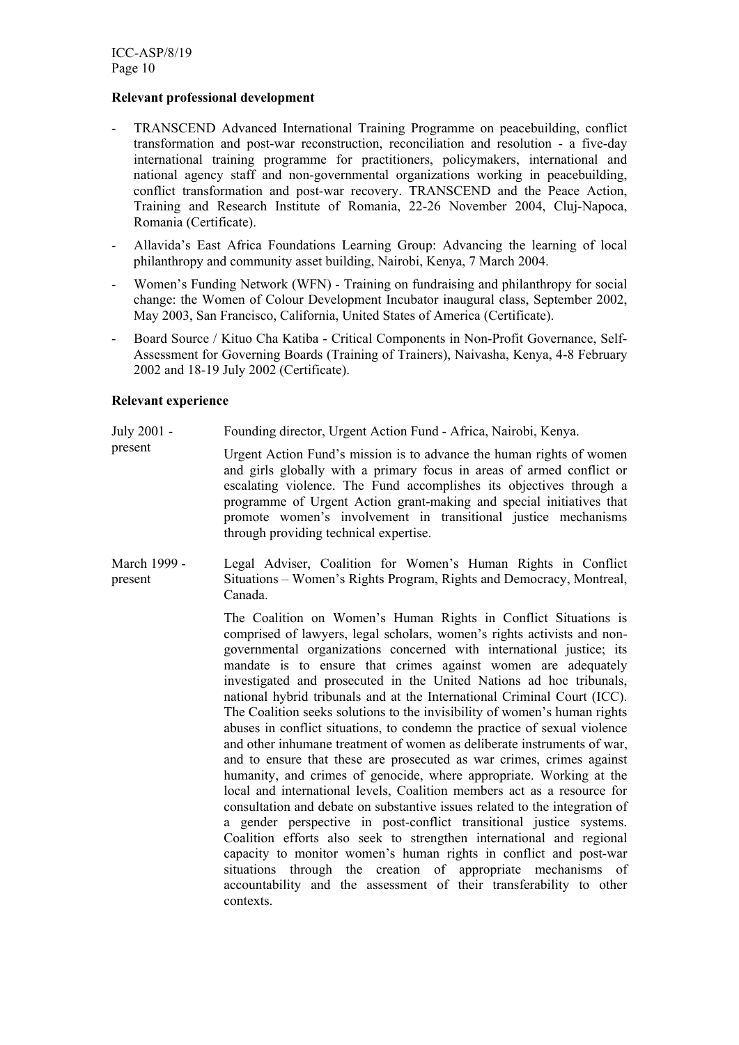**Relevant professional development**

- TRANSCEND Advanced International Training Programme on peacebuilding, conflict transformation and post-war reconstruction, reconciliation and resolution - a five-day international training programme for practitioners, policymakers, international and national agency staff and non-governmental organizations working in peacebuilding, conflict transformation and post-war recovery. TRANSCEND and the Peace Action, Training and Research Institute of Romania, 22-26 November 2004, Cluj-Napoca, Romania (Certificate).
- Allavida's East Africa Foundations Learning Group: Advancing the learning of local philanthropy and community asset building, Nairobi, Kenya, 7 March 2004.
- Women's Funding Network (WFN) - Training on fundraising and philanthropy for social change: the Women of Colour Development Incubator inaugural class, September 2002, May 2003, San Francisco, California, United States of America (Certificate).
- Board Source / Kituo Cha Katiba - Critical Components in Non-Profit Governance, Self-Assessment for Governing Boards (Training of Trainers), Naivasha, Kenya, 4-8 February 2002 and 18-19 July 2002 (Certificate).

**Relevant experience**

July 2001 - present

Founding director, Urgent Action Fund - Africa, Nairobi, Kenya.

Urgent Action Fund's mission is to advance the human rights of women and girls globally with a primary focus in areas of armed conflict or escalating violence. The Fund accomplishes its objectives through a programme of Urgent Action grant-making and special initiatives that promote women's involvement in transitional justice mechanisms through providing technical expertise.

March 1999 - present

Legal Adviser, Coalition for Women's Human Rights in Conflict Situations – Women's Rights Program, Rights and Democracy, Montreal, Canada.

The Coalition on Women's Human Rights in Conflict Situations is comprised of lawyers, legal scholars, women's rights activists and non-governmental organizations concerned with international justice; its mandate is to ensure that crimes against women are adequately investigated and prosecuted in the United Nations ad hoc tribunals, national hybrid tribunals and at the International Criminal Court (ICC). The Coalition seeks solutions to the invisibility of women's human rights abuses in conflict situations, to condemn the practice of sexual violence and other inhumane treatment of women as deliberate instruments of war, and to ensure that these are prosecuted as war crimes, crimes against humanity, and crimes of genocide, where appropriate. Working at the local and international levels, Coalition members act as a resource for consultation and debate on substantive issues related to the integration of a gender perspective in post-conflict transitional justice systems. Coalition efforts also seek to strengthen international and regional capacity to monitor women's human rights in conflict and post-war situations through the creation of appropriate mechanisms of accountability and the assessment of their transferability to other contexts.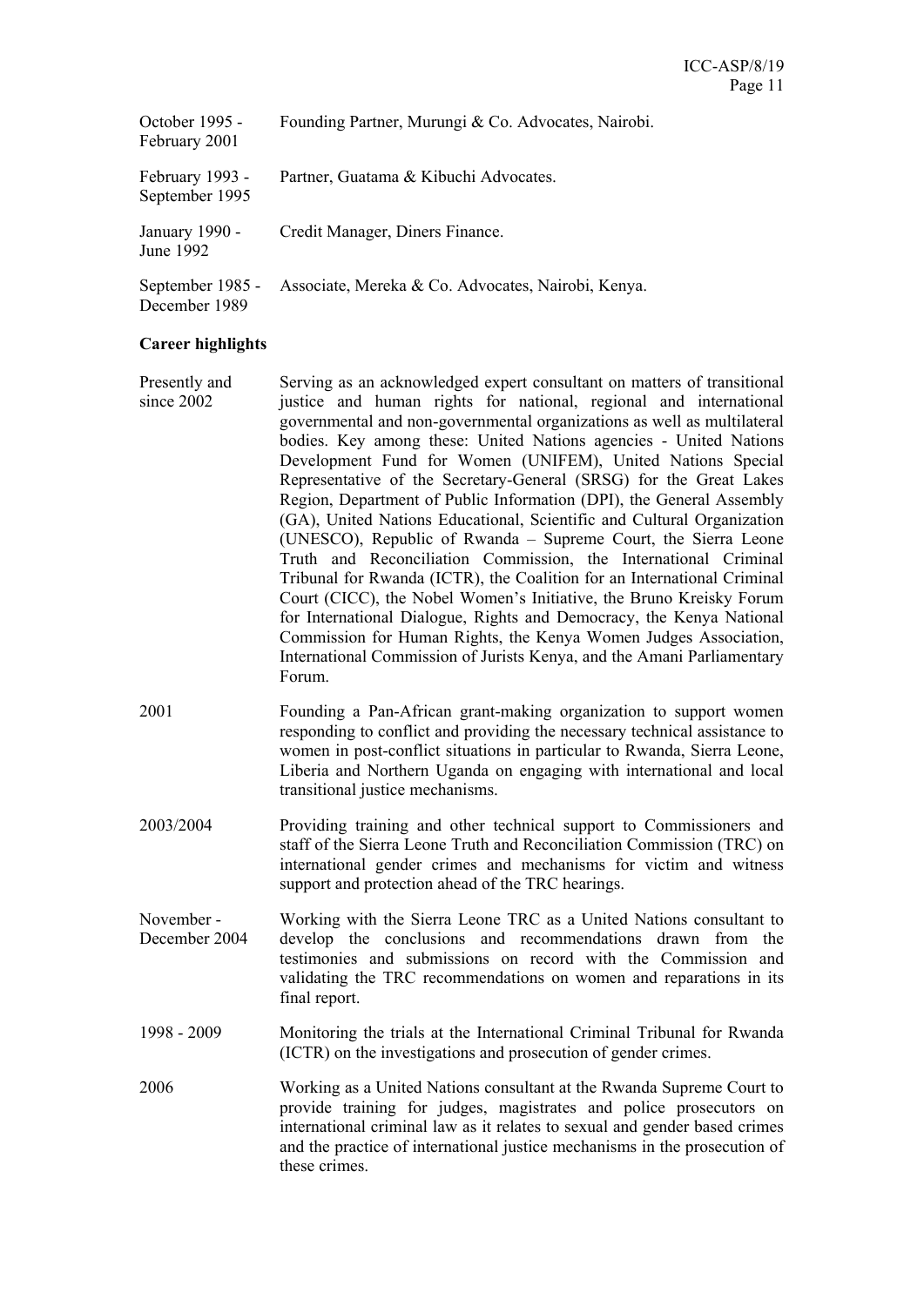| | |
|---|---|
| October 1995 - February 2001 | Founding Partner, Murungi & Co. Advocates, Nairobi. |
| February 1993 - September 1995 | Partner, Guatama & Kibuchi Advocates. |
| January 1990 - June 1992 | Credit Manager, Diners Finance. |
| September 1985 - December 1989 | Associate, Mereka & Co. Advocates, Nairobi, Kenya. |

**Career highlights**

| | |
|---|---|
| Presently and since 2002 | Serving as an acknowledged expert consultant on matters of transitional justice and human rights for national, regional and international governmental and non-governmental organizations as well as multilateral bodies. Key among these: United Nations agencies - United Nations Development Fund for Women (UNIFEM), United Nations Special Representative of the Secretary-General (SRSG) for the Great Lakes Region, Department of Public Information (DPI), the General Assembly (GA), United Nations Educational, Scientific and Cultural Organization (UNESCO), Republic of Rwanda – Supreme Court, the Sierra Leone Truth and Reconciliation Commission, the International Criminal Tribunal for Rwanda (ICTR), the Coalition for an International Criminal Court (CICC), the Nobel Women's Initiative, the Bruno Kreisky Forum for International Dialogue, Rights and Democracy, the Kenya National Commission for Human Rights, the Kenya Women Judges Association, International Commission of Jurists Kenya, and the Amani Parliamentary Forum. |
| 2001 | Founding a Pan-African grant-making organization to support women responding to conflict and providing the necessary technical assistance to women in post-conflict situations in particular to Rwanda, Sierra Leone, Liberia and Northern Uganda on engaging with international and local transitional justice mechanisms. |
| 2003/2004 | Providing training and other technical support to Commissioners and staff of the Sierra Leone Truth and Reconciliation Commission (TRC) on international gender crimes and mechanisms for victim and witness support and protection ahead of the TRC hearings. |
| November - December 2004 | Working with the Sierra Leone TRC as a United Nations consultant to develop the conclusions and recommendations drawn from the testimonies and submissions on record with the Commission and validating the TRC recommendations on women and reparations in its final report. |
| 1998 - 2009 | Monitoring the trials at the International Criminal Tribunal for Rwanda (ICTR) on the investigations and prosecution of gender crimes. |
| 2006 | Working as a United Nations consultant at the Rwanda Supreme Court to provide training for judges, magistrates and police prosecutors on international criminal law as it relates to sexual and gender based crimes and the practice of international justice mechanisms in the prosecution of these crimes. |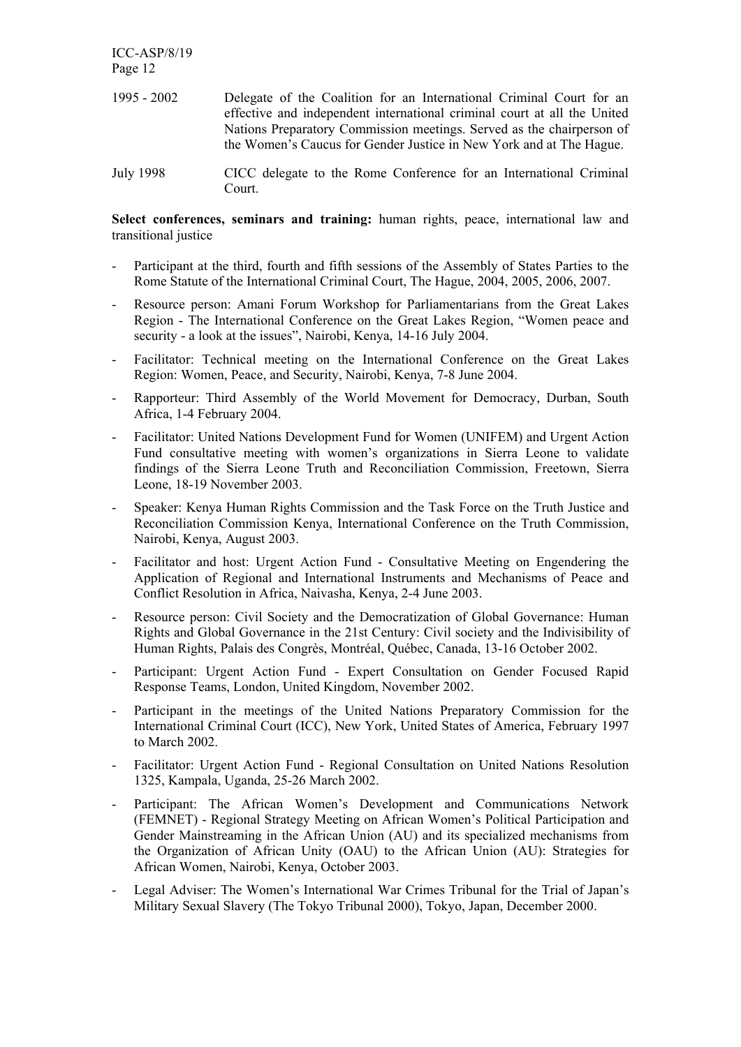1995 - 2002 Delegate of the Coalition for an International Criminal Court for an effective and independent international criminal court at all the United Nations Preparatory Commission meetings. Served as the chairperson of the Women's Caucus for Gender Justice in New York and at The Hague.

July 1998 CICC delegate to the Rome Conference for an International Criminal Court.

**Select conferences, seminars and training:** human rights, peace, international law and transitional justice

- Participant at the third, fourth and fifth sessions of the Assembly of States Parties to the Rome Statute of the International Criminal Court, The Hague, 2004, 2005, 2006, 2007.
- Resource person: Amani Forum Workshop for Parliamentarians from the Great Lakes Region - The International Conference on the Great Lakes Region, "Women peace and security - a look at the issues", Nairobi, Kenya, 14-16 July 2004.
- Facilitator: Technical meeting on the International Conference on the Great Lakes Region: Women, Peace, and Security, Nairobi, Kenya, 7-8 June 2004.
- Rapporteur: Third Assembly of the World Movement for Democracy, Durban, South Africa, 1-4 February 2004.
- Facilitator: United Nations Development Fund for Women (UNIFEM) and Urgent Action Fund consultative meeting with women's organizations in Sierra Leone to validate findings of the Sierra Leone Truth and Reconciliation Commission, Freetown, Sierra Leone, 18-19 November 2003.
- Speaker: Kenya Human Rights Commission and the Task Force on the Truth Justice and Reconciliation Commission Kenya, International Conference on the Truth Commission, Nairobi, Kenya, August 2003.
- Facilitator and host: Urgent Action Fund - Consultative Meeting on Engendering the Application of Regional and International Instruments and Mechanisms of Peace and Conflict Resolution in Africa, Naivasha, Kenya, 2-4 June 2003.
- Resource person: Civil Society and the Democratization of Global Governance: Human Rights and Global Governance in the 21st Century: Civil society and the Indivisibility of Human Rights, Palais des Congrès, Montréal, Québec, Canada, 13-16 October 2002.
- Participant: Urgent Action Fund - Expert Consultation on Gender Focused Rapid Response Teams, London, United Kingdom, November 2002.
- Participant in the meetings of the United Nations Preparatory Commission for the International Criminal Court (ICC), New York, United States of America, February 1997 to March 2002.
- Facilitator: Urgent Action Fund - Regional Consultation on United Nations Resolution 1325, Kampala, Uganda, 25-26 March 2002.
- Participant: The African Women's Development and Communications Network (FEMNET) - Regional Strategy Meeting on African Women's Political Participation and Gender Mainstreaming in the African Union (AU) and its specialized mechanisms from the Organization of African Unity (OAU) to the African Union (AU): Strategies for African Women, Nairobi, Kenya, October 2003.
- Legal Adviser: The Women's International War Crimes Tribunal for the Trial of Japan's Military Sexual Slavery (The Tokyo Tribunal 2000), Tokyo, Japan, December 2000.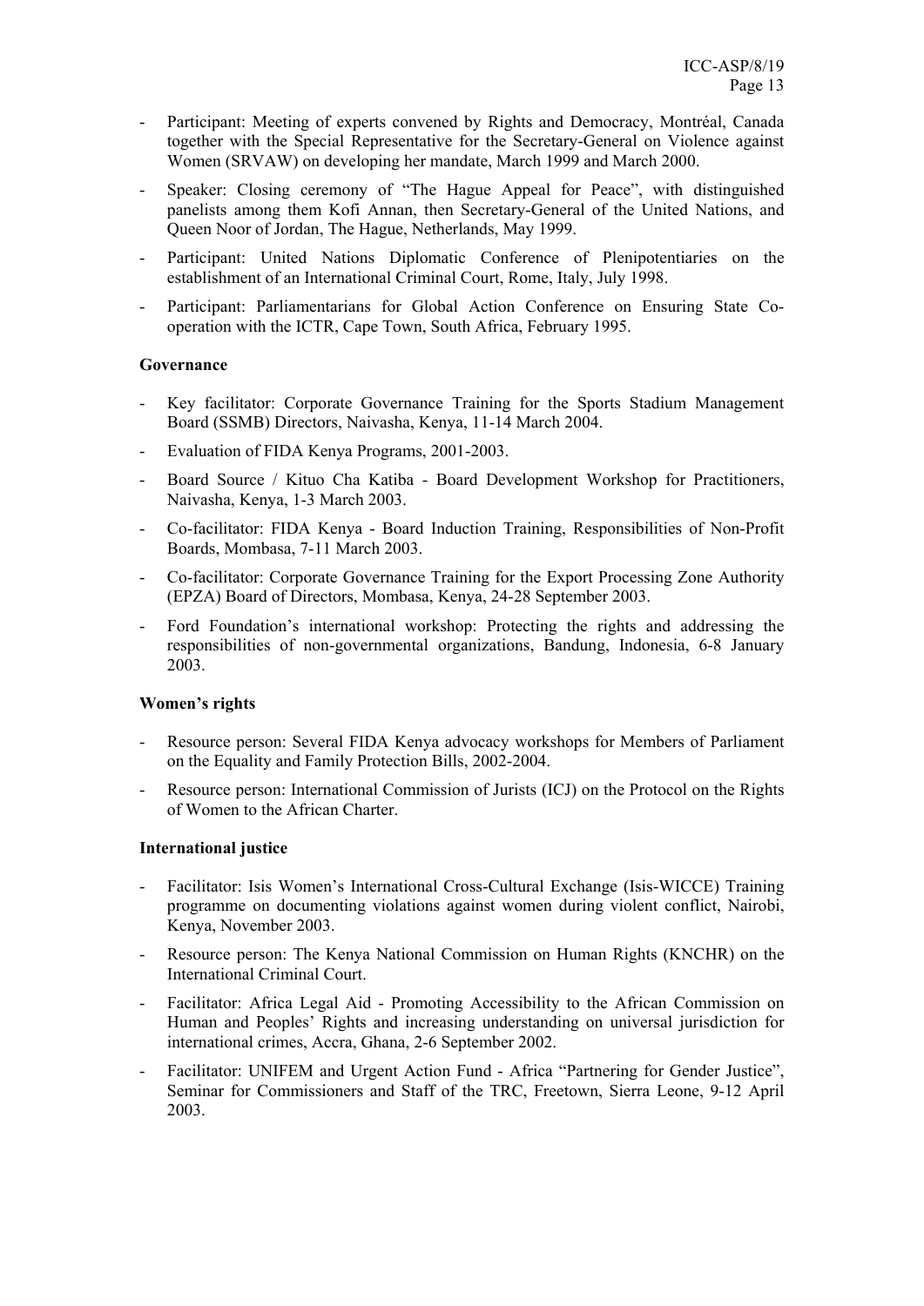- Participant: Meeting of experts convened by Rights and Democracy, Montréal, Canada together with the Special Representative for the Secretary-General on Violence against Women (SRVAW) on developing her mandate, March 1999 and March 2000.
- Speaker: Closing ceremony of "The Hague Appeal for Peace", with distinguished panelists among them Kofi Annan, then Secretary-General of the United Nations, and Queen Noor of Jordan, The Hague, Netherlands, May 1999.
- Participant: United Nations Diplomatic Conference of Plenipotentiaries on the establishment of an International Criminal Court, Rome, Italy, July 1998.
- Participant: Parliamentarians for Global Action Conference on Ensuring State Co-operation with the ICTR, Cape Town, South Africa, February 1995.

**Governance**

- Key facilitator: Corporate Governance Training for the Sports Stadium Management Board (SSMB) Directors, Naivasha, Kenya, 11-14 March 2004.
- Evaluation of FIDA Kenya Programs, 2001-2003.
- Board Source / Kituo Cha Katiba - Board Development Workshop for Practitioners, Naivasha, Kenya, 1-3 March 2003.
- Co-facilitator: FIDA Kenya - Board Induction Training, Responsibilities of Non-Profit Boards, Mombasa, 7-11 March 2003.
- Co-facilitator: Corporate Governance Training for the Export Processing Zone Authority (EPZA) Board of Directors, Mombasa, Kenya, 24-28 September 2003.
- Ford Foundation's international workshop: Protecting the rights and addressing the responsibilities of non-governmental organizations, Bandung, Indonesia, 6-8 January 2003.

**Women's rights**

- Resource person: Several FIDA Kenya advocacy workshops for Members of Parliament on the Equality and Family Protection Bills, 2002-2004.
- Resource person: International Commission of Jurists (ICJ) on the Protocol on the Rights of Women to the African Charter.

**International justice**

- Facilitator: Isis Women's International Cross-Cultural Exchange (Isis-WICCE) Training programme on documenting violations against women during violent conflict, Nairobi, Kenya, November 2003.
- Resource person: The Kenya National Commission on Human Rights (KNCHR) on the International Criminal Court.
- Facilitator: Africa Legal Aid - Promoting Accessibility to the African Commission on Human and Peoples' Rights and increasing understanding on universal jurisdiction for international crimes, Accra, Ghana, 2-6 September 2002.
- Facilitator: UNIFEM and Urgent Action Fund - Africa "Partnering for Gender Justice", Seminar for Commissioners and Staff of the TRC, Freetown, Sierra Leone, 9-12 April 2003.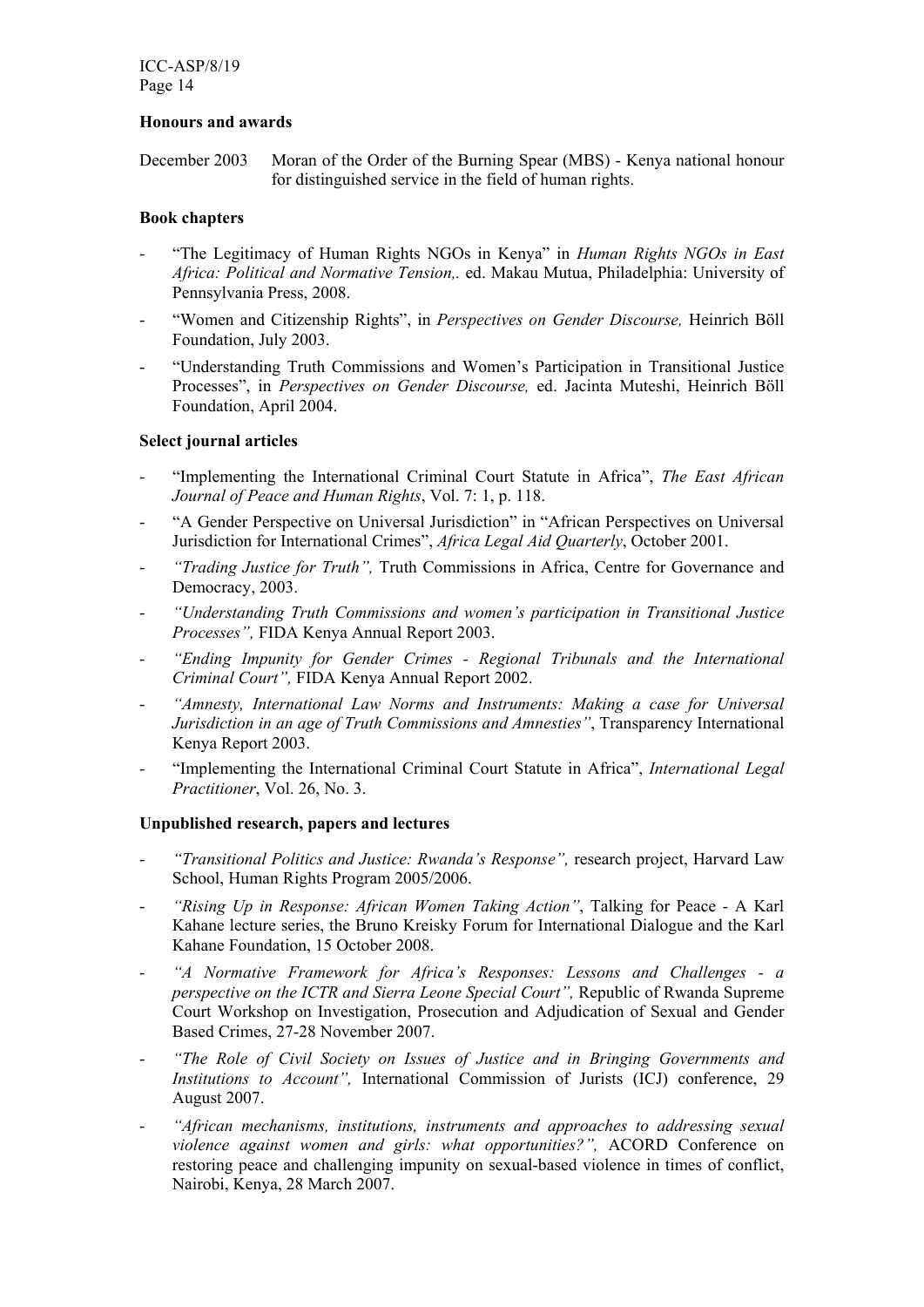**Honours and awards**

December 2003 Moran of the Order of the Burning Spear (MBS) - Kenya national honour for distinguished service in the field of human rights.

**Book chapters**

- "The Legitimacy of Human Rights NGOs in Kenya" in *Human Rights NGOs in East Africa: Political and Normative Tension,.* ed. Makau Mutua, Philadelphia: University of Pennsylvania Press, 2008.
- "Women and Citizenship Rights", in *Perspectives on Gender Discourse,* Heinrich Böll Foundation, July 2003.
- "Understanding Truth Commissions and Women's Participation in Transitional Justice Processes", in *Perspectives on Gender Discourse,* ed. Jacinta Muteshi, Heinrich Böll Foundation, April 2004.

**Select journal articles**

- "Implementing the International Criminal Court Statute in Africa", *The East African Journal of Peace and Human Rights*, Vol. 7: 1, p. 118.
- "A Gender Perspective on Universal Jurisdiction" in "African Perspectives on Universal Jurisdiction for International Crimes", *Africa Legal Aid Quarterly*, October 2001.
- *"Trading Justice for Truth",* Truth Commissions in Africa, Centre for Governance and Democracy, 2003.
- *"Understanding Truth Commissions and women's participation in Transitional Justice Processes",* FIDA Kenya Annual Report 2003.
- *"Ending Impunity for Gender Crimes - Regional Tribunals and the International Criminal Court",* FIDA Kenya Annual Report 2002.
- *"Amnesty, International Law Norms and Instruments: Making a case for Universal Jurisdiction in an age of Truth Commissions and Amnesties"*, Transparency International Kenya Report 2003.
- "Implementing the International Criminal Court Statute in Africa", *International Legal Practitioner*, Vol. 26, No. 3.

**Unpublished research, papers and lectures**

- *"Transitional Politics and Justice: Rwanda's Response",* research project, Harvard Law School, Human Rights Program 2005/2006.
- *"Rising Up in Response: African Women Taking Action"*, Talking for Peace - A Karl Kahane lecture series, the Bruno Kreisky Forum for International Dialogue and the Karl Kahane Foundation, 15 October 2008.
- *"A Normative Framework for Africa's Responses: Lessons and Challenges - a perspective on the ICTR and Sierra Leone Special Court",* Republic of Rwanda Supreme Court Workshop on Investigation, Prosecution and Adjudication of Sexual and Gender Based Crimes, 27-28 November 2007.
- *"The Role of Civil Society on Issues of Justice and in Bringing Governments and Institutions to Account",* International Commission of Jurists (ICJ) conference, 29 August 2007.
- *"African mechanisms, institutions, instruments and approaches to addressing sexual violence against women and girls: what opportunities?",* ACORD Conference on restoring peace and challenging impunity on sexual-based violence in times of conflict, Nairobi, Kenya, 28 March 2007.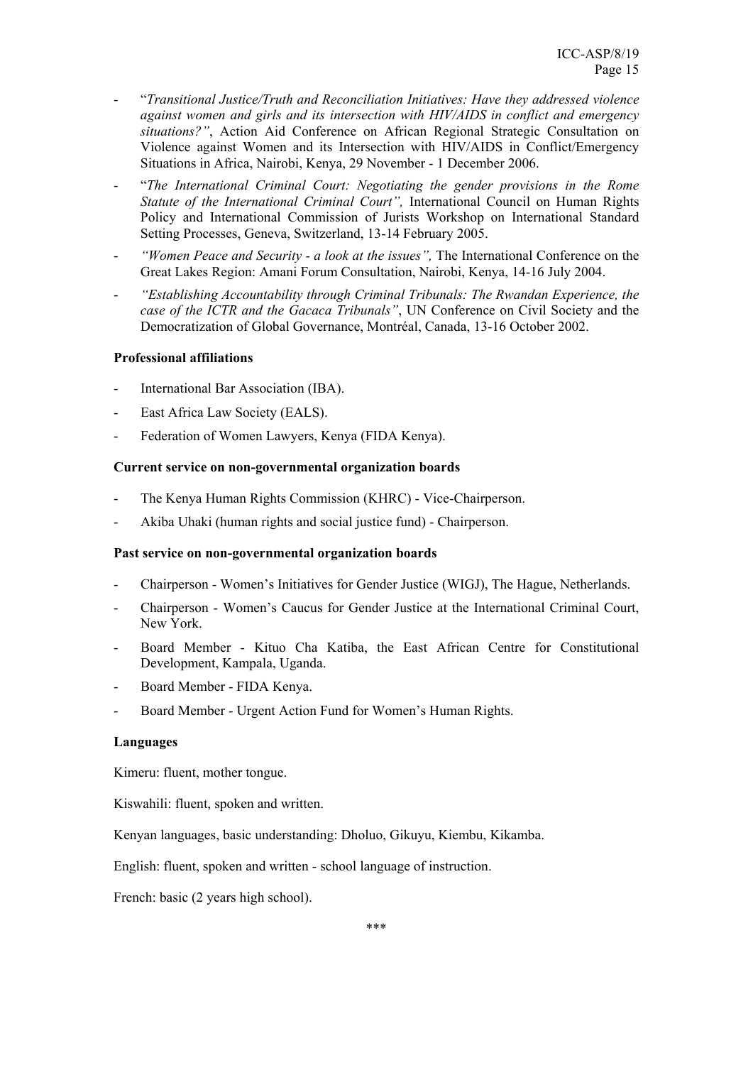- "*Transitional Justice/Truth and Reconciliation Initiatives: Have they addressed violence against women and girls and its intersection with HIV/AIDS in conflict and emergency situations?"*, Action Aid Conference on African Regional Strategic Consultation on Violence against Women and its Intersection with HIV/AIDS in Conflict/Emergency Situations in Africa, Nairobi, Kenya, 29 November - 1 December 2006.
- "*The International Criminal Court: Negotiating the gender provisions in the Rome Statute of the International Criminal Court",* International Council on Human Rights Policy and International Commission of Jurists Workshop on International Standard Setting Processes, Geneva, Switzerland, 13-14 February 2005.
- *"Women Peace and Security - a look at the issues",* The International Conference on the Great Lakes Region: Amani Forum Consultation, Nairobi, Kenya, 14-16 July 2004.
- *"Establishing Accountability through Criminal Tribunals: The Rwandan Experience, the case of the ICTR and the Gacaca Tribunals"*, UN Conference on Civil Society and the Democratization of Global Governance, Montréal, Canada, 13-16 October 2002.

**Professional affiliations**

- International Bar Association (IBA).
- East Africa Law Society (EALS).
- Federation of Women Lawyers, Kenya (FIDA Kenya).

**Current service on non-governmental organization boards**

- The Kenya Human Rights Commission (KHRC) - Vice-Chairperson.
- Akiba Uhaki (human rights and social justice fund) - Chairperson.

**Past service on non-governmental organization boards**

- Chairperson - Women's Initiatives for Gender Justice (WIGJ), The Hague, Netherlands.
- Chairperson - Women's Caucus for Gender Justice at the International Criminal Court, New York.
- Board Member - Kituo Cha Katiba, the East African Centre for Constitutional Development, Kampala, Uganda.
- Board Member - FIDA Kenya.
- Board Member - Urgent Action Fund for Women's Human Rights.

**Languages**

Kimeru: fluent, mother tongue.

Kiswahili: fluent, spoken and written.

Kenyan languages, basic understanding: Dholuo, Gikuyu, Kiembu, Kikamba.

English: fluent, spoken and written - school language of instruction.

French: basic (2 years high school).

***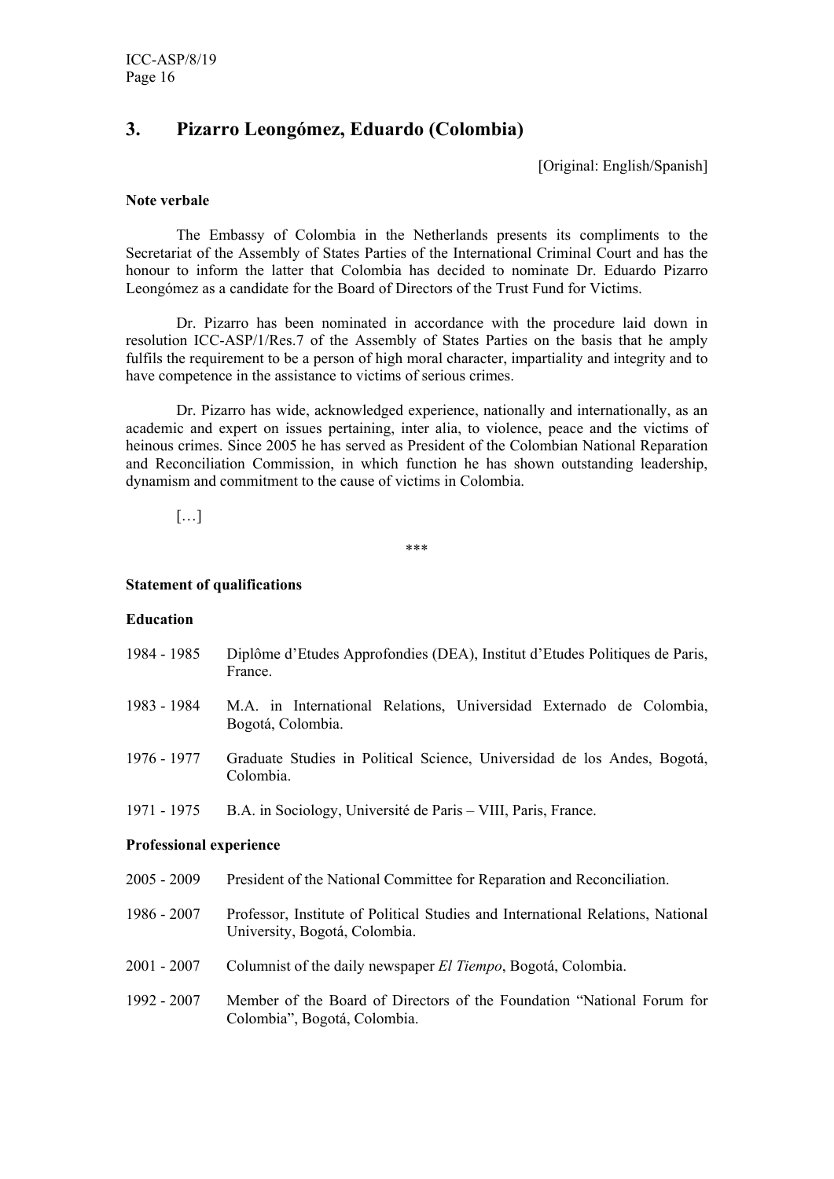## 3. Pizarro Leongómez, Eduardo (Colombia)

[Original: English/Spanish]

**Note verbale**

The Embassy of Colombia in the Netherlands presents its compliments to the Secretariat of the Assembly of States Parties of the International Criminal Court and has the honour to inform the latter that Colombia has decided to nominate Dr. Eduardo Pizarro Leongómez as a candidate for the Board of Directors of the Trust Fund for Victims.

Dr. Pizarro has been nominated in accordance with the procedure laid down in resolution ICC-ASP/1/Res.7 of the Assembly of States Parties on the basis that he amply fulfils the requirement to be a person of high moral character, impartiality and integrity and to have competence in the assistance to victims of serious crimes.

Dr. Pizarro has wide, acknowledged experience, nationally and internationally, as an academic and expert on issues pertaining, inter alia, to violence, peace and the victims of heinous crimes. Since 2005 he has served as President of the Colombian National Reparation and Reconciliation Commission, in which function he has shown outstanding leadership, dynamism and commitment to the cause of victims in Colombia.

[…]

\*\*\*

**Statement of qualifications**

**Education**

1984 - 1985 Diplôme d'Etudes Approfondies (DEA), Institut d'Etudes Politiques de Paris, France.

1983 - 1984 M.A. in International Relations, Universidad Externado de Colombia, Bogotá, Colombia.

1976 - 1977 Graduate Studies in Political Science, Universidad de los Andes, Bogotá, Colombia.

1971 - 1975 B.A. in Sociology, Université de Paris – VIII, Paris, France.

**Professional experience**

2005 - 2009 President of the National Committee for Reparation and Reconciliation.

1986 - 2007 Professor, Institute of Political Studies and International Relations, National University, Bogotá, Colombia.

2001 - 2007 Columnist of the daily newspaper *El Tiempo*, Bogotá, Colombia.

1992 - 2007 Member of the Board of Directors of the Foundation "National Forum for Colombia", Bogotá, Colombia.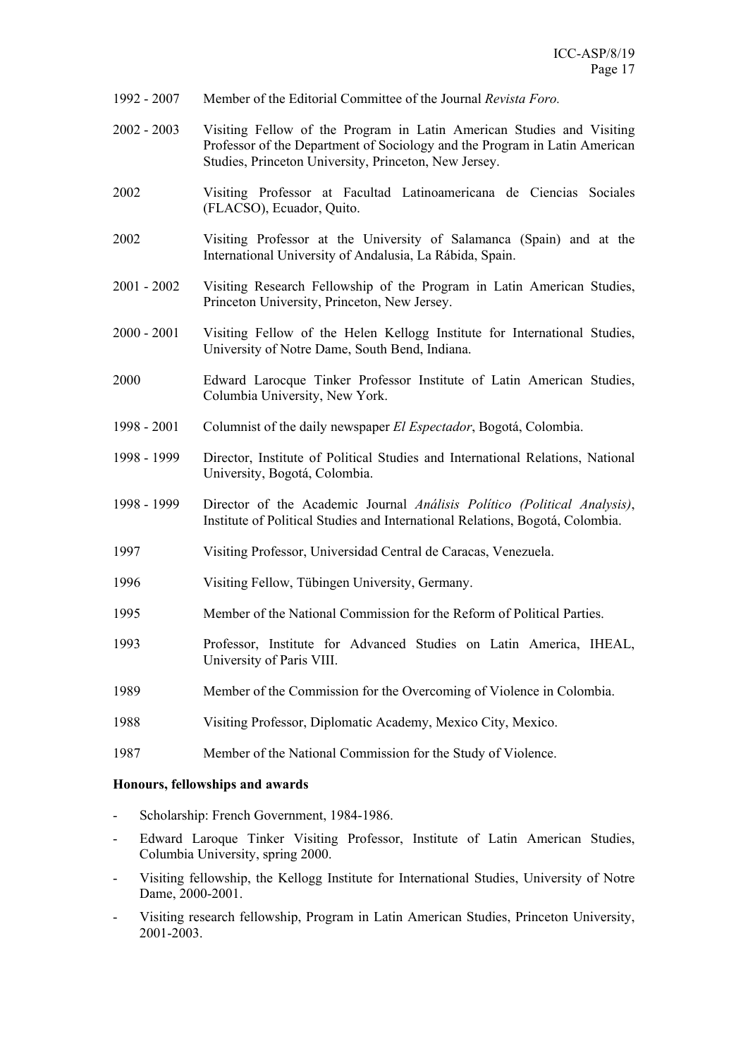1992 - 2007 Member of the Editorial Committee of the Journal *Revista Foro.*

2002 - 2003 Visiting Fellow of the Program in Latin American Studies and Visiting Professor of the Department of Sociology and the Program in Latin American Studies, Princeton University, Princeton, New Jersey.

2002 Visiting Professor at Facultad Latinoamericana de Ciencias Sociales (FLACSO), Ecuador, Quito.

2002 Visiting Professor at the University of Salamanca (Spain) and at the International University of Andalusia, La Rábida, Spain.

2001 - 2002 Visiting Research Fellowship of the Program in Latin American Studies, Princeton University, Princeton, New Jersey.

2000 - 2001 Visiting Fellow of the Helen Kellogg Institute for International Studies, University of Notre Dame, South Bend, Indiana.

2000 Edward Larocque Tinker Professor Institute of Latin American Studies, Columbia University, New York.

1998 - 2001 Columnist of the daily newspaper *El Espectador*, Bogotá, Colombia.

1998 - 1999 Director, Institute of Political Studies and International Relations, National University, Bogotá, Colombia.

1998 - 1999 Director of the Academic Journal *Análisis Político (Political Analysis)*, Institute of Political Studies and International Relations, Bogotá, Colombia.

1997 Visiting Professor, Universidad Central de Caracas, Venezuela.

1996 Visiting Fellow, Tübingen University, Germany.

1995 Member of the National Commission for the Reform of Political Parties.

1993 Professor, Institute for Advanced Studies on Latin America, IHEAL, University of Paris VIII.

1989 Member of the Commission for the Overcoming of Violence in Colombia.

1988 Visiting Professor, Diplomatic Academy, Mexico City, Mexico.

1987 Member of the National Commission for the Study of Violence.

**Honours, fellowships and awards**

- Scholarship: French Government, 1984-1986.
- Edward Laroque Tinker Visiting Professor, Institute of Latin American Studies, Columbia University, spring 2000.
- Visiting fellowship, the Kellogg Institute for International Studies, University of Notre Dame, 2000-2001.
- Visiting research fellowship, Program in Latin American Studies, Princeton University, 2001-2003.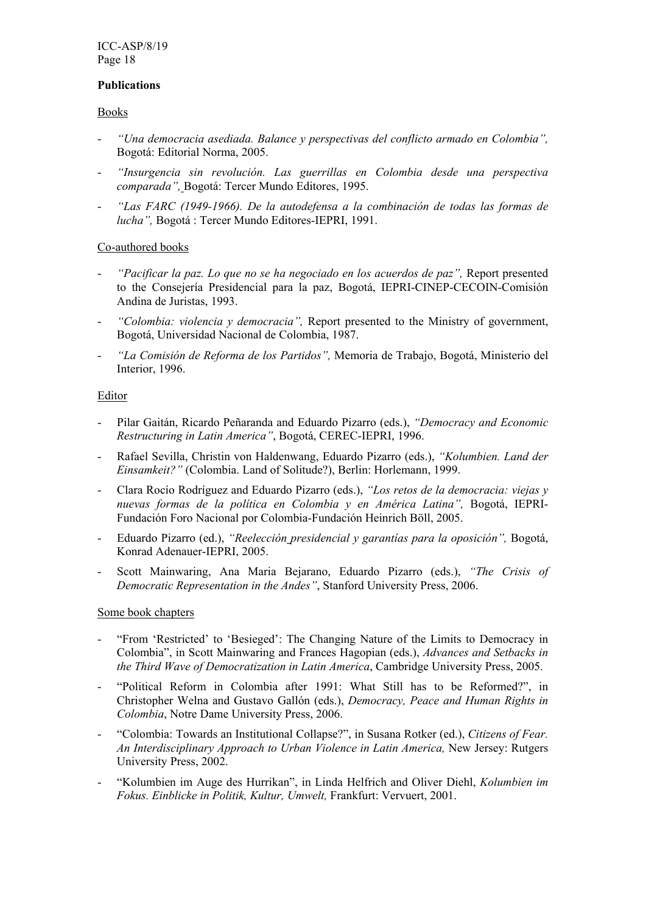**Publications**

Books

- *"Una democracia asediada. Balance y perspectivas del conflicto armado en Colombia",* Bogotá: Editorial Norma, 2005.
- *"Insurgencia sin revolución. Las guerrillas en Colombia desde una perspectiva comparada",* Bogotá: Tercer Mundo Editores, 1995.
- *"Las FARC (1949-1966). De la autodefensa a la combinación de todas las formas de lucha",* Bogotá : Tercer Mundo Editores-IEPRI, 1991.

Co-authored books

- *"Pacificar la paz. Lo que no se ha negociado en los acuerdos de paz",* Report presented to the Consejería Presidencial para la paz, Bogotá, IEPRI-CINEP-CECOIN-Comisión Andina de Juristas, 1993.
- *"Colombia: violencia y democracia",* Report presented to the Ministry of government, Bogotá, Universidad Nacional de Colombia, 1987.
- *"La Comisión de Reforma de los Partidos",* Memoria de Trabajo, Bogotá, Ministerio del Interior, 1996.

Editor

- Pilar Gaitán, Ricardo Peñaranda and Eduardo Pizarro (eds.), *"Democracy and Economic Restructuring in Latin America"*, Bogotá, CEREC-IEPRI, 1996.
- Rafael Sevilla, Christin von Haldenwang, Eduardo Pizarro (eds.), *"Kolumbien. Land der Einsamkeit?"* (Colombia. Land of Solitude?), Berlin: Horlemann, 1999.
- Clara Rocío Rodríguez and Eduardo Pizarro (eds.), *"Los retos de la democracia: viejas y nuevas formas de la política en Colombia y en América Latina",* Bogotá, IEPRI-Fundación Foro Nacional por Colombia-Fundación Heinrich Böll, 2005.
- Eduardo Pizarro (ed.), *"Reelección presidencial y garantías para la oposición",* Bogotá, Konrad Adenauer-IEPRI, 2005.
- Scott Mainwaring, Ana Maria Bejarano, Eduardo Pizarro (eds.), *"The Crisis of Democratic Representation in the Andes"*, Stanford University Press, 2006.

Some book chapters

- "From 'Restricted' to 'Besieged': The Changing Nature of the Limits to Democracy in Colombia", in Scott Mainwaring and Frances Hagopian (eds.), *Advances and Setbacks in the Third Wave of Democratization in Latin America*, Cambridge University Press, 2005.
- "Political Reform in Colombia after 1991: What Still has to be Reformed?", in Christopher Welna and Gustavo Gallón (eds.), *Democracy, Peace and Human Rights in Colombia*, Notre Dame University Press, 2006.
- "Colombia: Towards an Institutional Collapse?", in Susana Rotker (ed.), *Citizens of Fear. An Interdisciplinary Approach to Urban Violence in Latin America,* New Jersey: Rutgers University Press, 2002.
- "Kolumbien im Auge des Hurrikan", in Linda Helfrich and Oliver Diehl, *Kolumbien im Fokus. Einblicke in Politik, Kultur, Umwelt,* Frankfurt: Vervuert, 2001.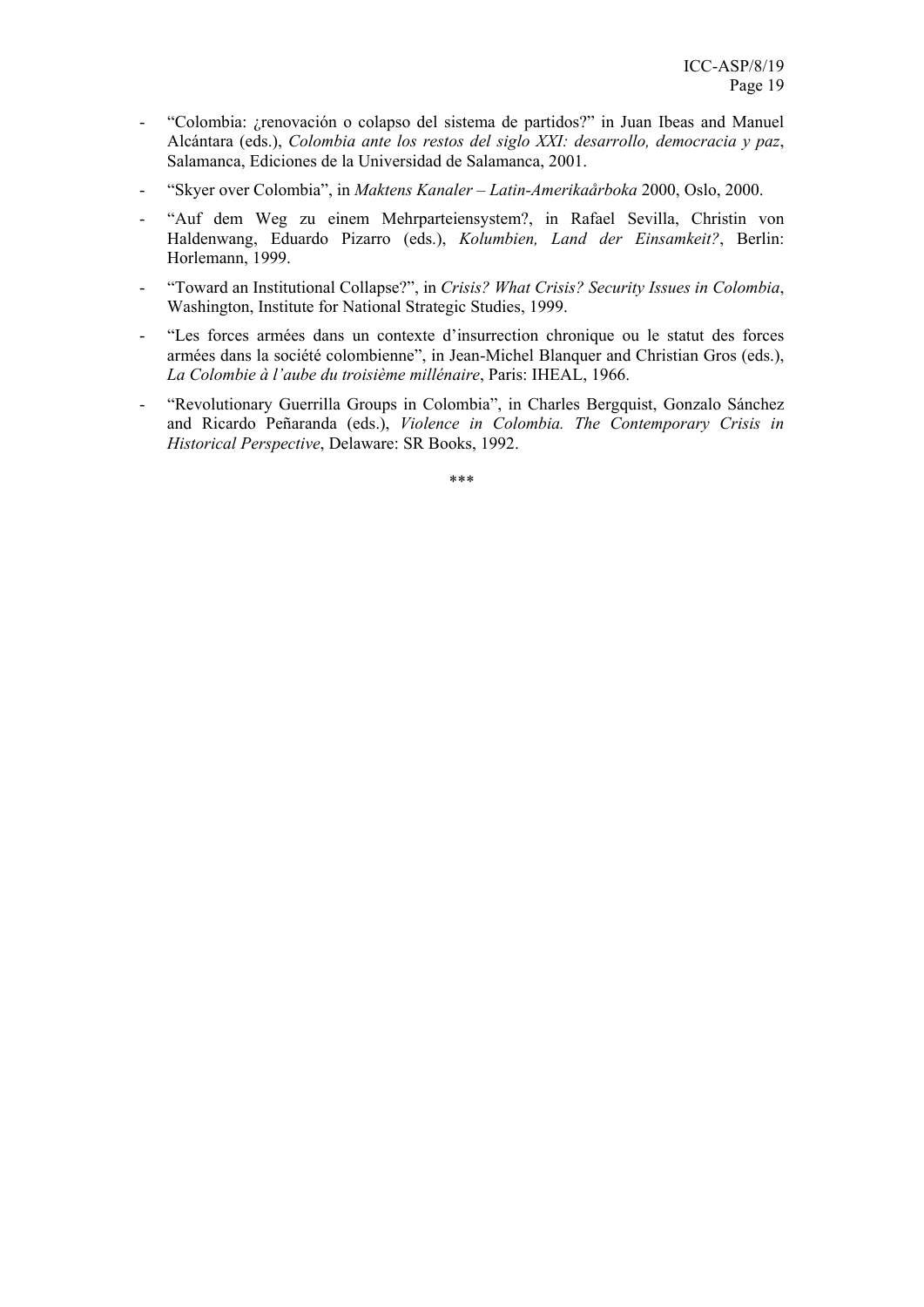- “Colombia: ¿renovación o colapso del sistema de partidos?” in Juan Ibeas and Manuel Alcántara (eds.), *Colombia ante los restos del siglo XXI: desarrollo, democracia y paz*, Salamanca, Ediciones de la Universidad de Salamanca, 2001.
- “Skyer over Colombia”, in *Maktens Kanaler – Latin-Amerikaårboka* 2000, Oslo, 2000.
- “Auf dem Weg zu einem Mehrparteiensystem?, in Rafael Sevilla, Christin von Haldenwang, Eduardo Pizarro (eds.), *Kolumbien, Land der Einsamkeit?*, Berlin: Horlemann, 1999.
- “Toward an Institutional Collapse?”, in *Crisis? What Crisis? Security Issues in Colombia*, Washington, Institute for National Strategic Studies, 1999.
- “Les forces armées dans un contexte d’insurrection chronique ou le statut des forces armées dans la société colombienne”, in Jean-Michel Blanquer and Christian Gros (eds.), *La Colombie à l’aube du troisième millénaire*, Paris: IHEAL, 1966.
- “Revolutionary Guerrilla Groups in Colombia”, in Charles Bergquist, Gonzalo Sánchez and Ricardo Peñaranda (eds.), *Violence in Colombia. The Contemporary Crisis in Historical Perspective*, Delaware: SR Books, 1992.

***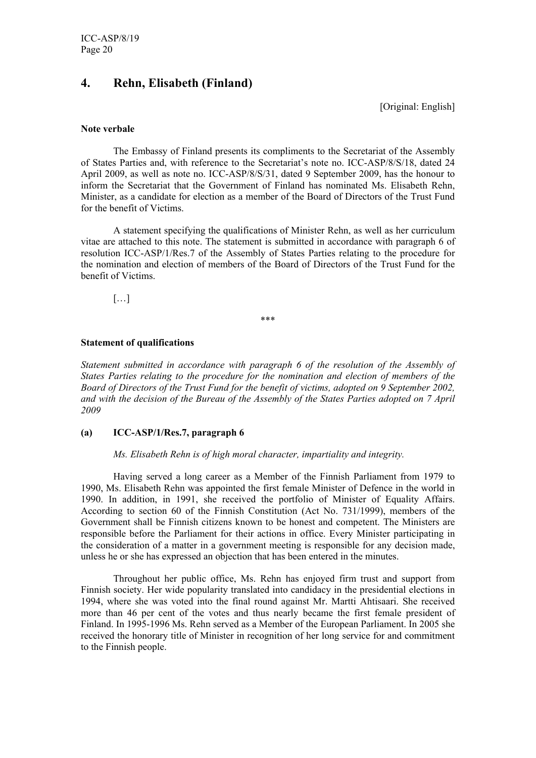## 4. Rehn, Elisabeth (Finland)

[Original: English]

**Note verbale**

The Embassy of Finland presents its compliments to the Secretariat of the Assembly of States Parties and, with reference to the Secretariat's note no. ICC-ASP/8/S/18, dated 24 April 2009, as well as note no. ICC-ASP/8/S/31, dated 9 September 2009, has the honour to inform the Secretariat that the Government of Finland has nominated Ms. Elisabeth Rehn, Minister, as a candidate for election as a member of the Board of Directors of the Trust Fund for the benefit of Victims.

A statement specifying the qualifications of Minister Rehn, as well as her curriculum vitae are attached to this note. The statement is submitted in accordance with paragraph 6 of resolution ICC-ASP/1/Res.7 of the Assembly of States Parties relating to the procedure for the nomination and election of members of the Board of Directors of the Trust Fund for the benefit of Victims.

[…]

\*\*\*

**Statement of qualifications**

*Statement submitted in accordance with paragraph 6 of the resolution of the Assembly of States Parties relating to the procedure for the nomination and election of members of the Board of Directors of the Trust Fund for the benefit of victims, adopted on 9 September 2002, and with the decision of the Bureau of the Assembly of the States Parties adopted on 7 April 2009*

**(a) ICC-ASP/1/Res.7, paragraph 6**

*Ms. Elisabeth Rehn is of high moral character, impartiality and integrity.*

Having served a long career as a Member of the Finnish Parliament from 1979 to 1990, Ms. Elisabeth Rehn was appointed the first female Minister of Defence in the world in 1990. In addition, in 1991, she received the portfolio of Minister of Equality Affairs. According to section 60 of the Finnish Constitution (Act No. 731/1999), members of the Government shall be Finnish citizens known to be honest and competent. The Ministers are responsible before the Parliament for their actions in office. Every Minister participating in the consideration of a matter in a government meeting is responsible for any decision made, unless he or she has expressed an objection that has been entered in the minutes.

Throughout her public office, Ms. Rehn has enjoyed firm trust and support from Finnish society. Her wide popularity translated into candidacy in the presidential elections in 1994, where she was voted into the final round against Mr. Martti Ahtisaari. She received more than 46 per cent of the votes and thus nearly became the first female president of Finland. In 1995-1996 Ms. Rehn served as a Member of the European Parliament. In 2005 she received the honorary title of Minister in recognition of her long service for and commitment to the Finnish people.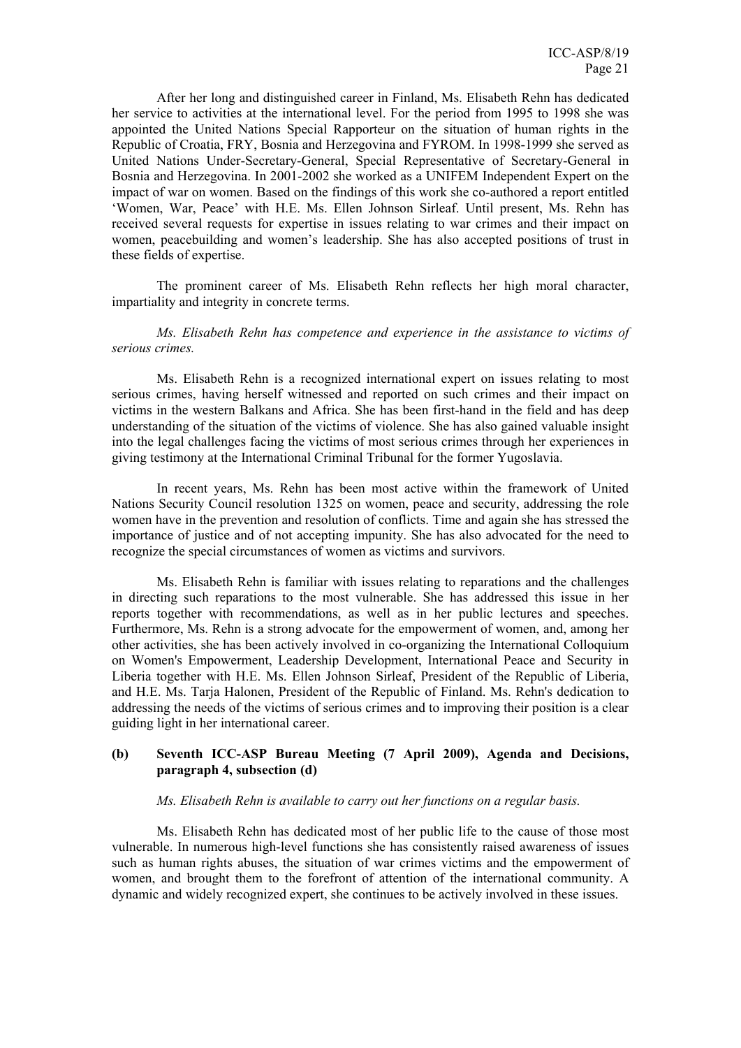After her long and distinguished career in Finland, Ms. Elisabeth Rehn has dedicated her service to activities at the international level. For the period from 1995 to 1998 she was appointed the United Nations Special Rapporteur on the situation of human rights in the Republic of Croatia, FRY, Bosnia and Herzegovina and FYROM. In 1998-1999 she served as United Nations Under-Secretary-General, Special Representative of Secretary-General in Bosnia and Herzegovina. In 2001-2002 she worked as a UNIFEM Independent Expert on the impact of war on women. Based on the findings of this work she co-authored a report entitled 'Women, War, Peace' with H.E. Ms. Ellen Johnson Sirleaf. Until present, Ms. Rehn has received several requests for expertise in issues relating to war crimes and their impact on women, peacebuilding and women's leadership. She has also accepted positions of trust in these fields of expertise.

The prominent career of Ms. Elisabeth Rehn reflects her high moral character, impartiality and integrity in concrete terms.

*Ms. Elisabeth Rehn has competence and experience in the assistance to victims of serious crimes.*

Ms. Elisabeth Rehn is a recognized international expert on issues relating to most serious crimes, having herself witnessed and reported on such crimes and their impact on victims in the western Balkans and Africa. She has been first-hand in the field and has deep understanding of the situation of the victims of violence. She has also gained valuable insight into the legal challenges facing the victims of most serious crimes through her experiences in giving testimony at the International Criminal Tribunal for the former Yugoslavia.

In recent years, Ms. Rehn has been most active within the framework of United Nations Security Council resolution 1325 on women, peace and security, addressing the role women have in the prevention and resolution of conflicts. Time and again she has stressed the importance of justice and of not accepting impunity. She has also advocated for the need to recognize the special circumstances of women as victims and survivors.

Ms. Elisabeth Rehn is familiar with issues relating to reparations and the challenges in directing such reparations to the most vulnerable. She has addressed this issue in her reports together with recommendations, as well as in her public lectures and speeches. Furthermore, Ms. Rehn is a strong advocate for the empowerment of women, and, among her other activities, she has been actively involved in co-organizing the International Colloquium on Women's Empowerment, Leadership Development, International Peace and Security in Liberia together with H.E. Ms. Ellen Johnson Sirleaf, President of the Republic of Liberia, and H.E. Ms. Tarja Halonen, President of the Republic of Finland. Ms. Rehn's dedication to addressing the needs of the victims of serious crimes and to improving their position is a clear guiding light in her international career.

**(b) Seventh ICC-ASP Bureau Meeting (7 April 2009), Agenda and Decisions, paragraph 4, subsection (d)**

*Ms. Elisabeth Rehn is available to carry out her functions on a regular basis.*

Ms. Elisabeth Rehn has dedicated most of her public life to the cause of those most vulnerable. In numerous high-level functions she has consistently raised awareness of issues such as human rights abuses, the situation of war crimes victims and the empowerment of women, and brought them to the forefront of attention of the international community. A dynamic and widely recognized expert, she continues to be actively involved in these issues.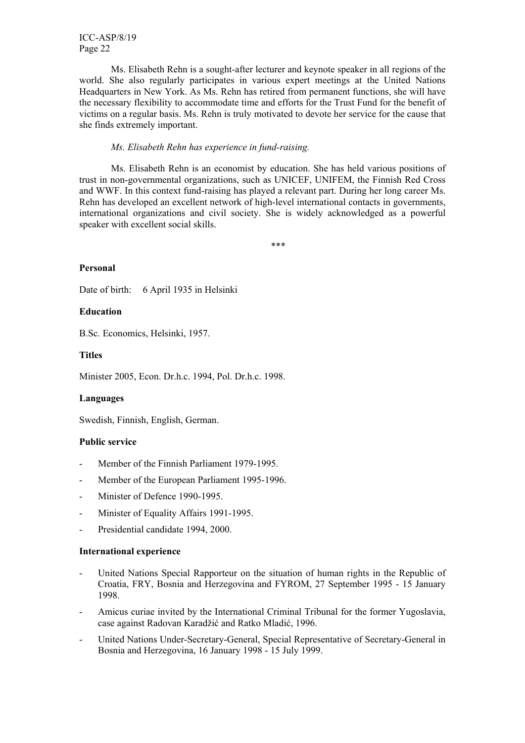Ms. Elisabeth Rehn is a sought-after lecturer and keynote speaker in all regions of the world. She also regularly participates in various expert meetings at the United Nations Headquarters in New York. As Ms. Rehn has retired from permanent functions, she will have the necessary flexibility to accommodate time and efforts for the Trust Fund for the benefit of victims on a regular basis. Ms. Rehn is truly motivated to devote her service for the cause that she finds extremely important.

*Ms. Elisabeth Rehn has experience in fund-raising.*

Ms. Elisabeth Rehn is an economist by education. She has held various positions of trust in non-governmental organizations, such as UNICEF, UNIFEM, the Finnish Red Cross and WWF. In this context fund-raising has played a relevant part. During her long career Ms. Rehn has developed an excellent network of high-level international contacts in governments, international organizations and civil society. She is widely acknowledged as a powerful speaker with excellent social skills.

\*\*\*

**Personal**

Date of birth: 6 April 1935 in Helsinki

**Education**

B.Sc. Economics, Helsinki, 1957.

**Titles**

Minister 2005, Econ. Dr.h.c. 1994, Pol. Dr.h.c. 1998.

**Languages**

Swedish, Finnish, English, German.

**Public service**

- Member of the Finnish Parliament 1979-1995.
- Member of the European Parliament 1995-1996.
- Minister of Defence 1990-1995.
- Minister of Equality Affairs 1991-1995.
- Presidential candidate 1994, 2000.

**International experience**

- United Nations Special Rapporteur on the situation of human rights in the Republic of Croatia, FRY, Bosnia and Herzegovina and FYROM, 27 September 1995 - 15 January 1998.
- Amicus curiae invited by the International Criminal Tribunal for the former Yugoslavia, case against Radovan Karadžić and Ratko Mladić, 1996.
- United Nations Under-Secretary-General, Special Representative of Secretary-General in Bosnia and Herzegovina, 16 January 1998 - 15 July 1999.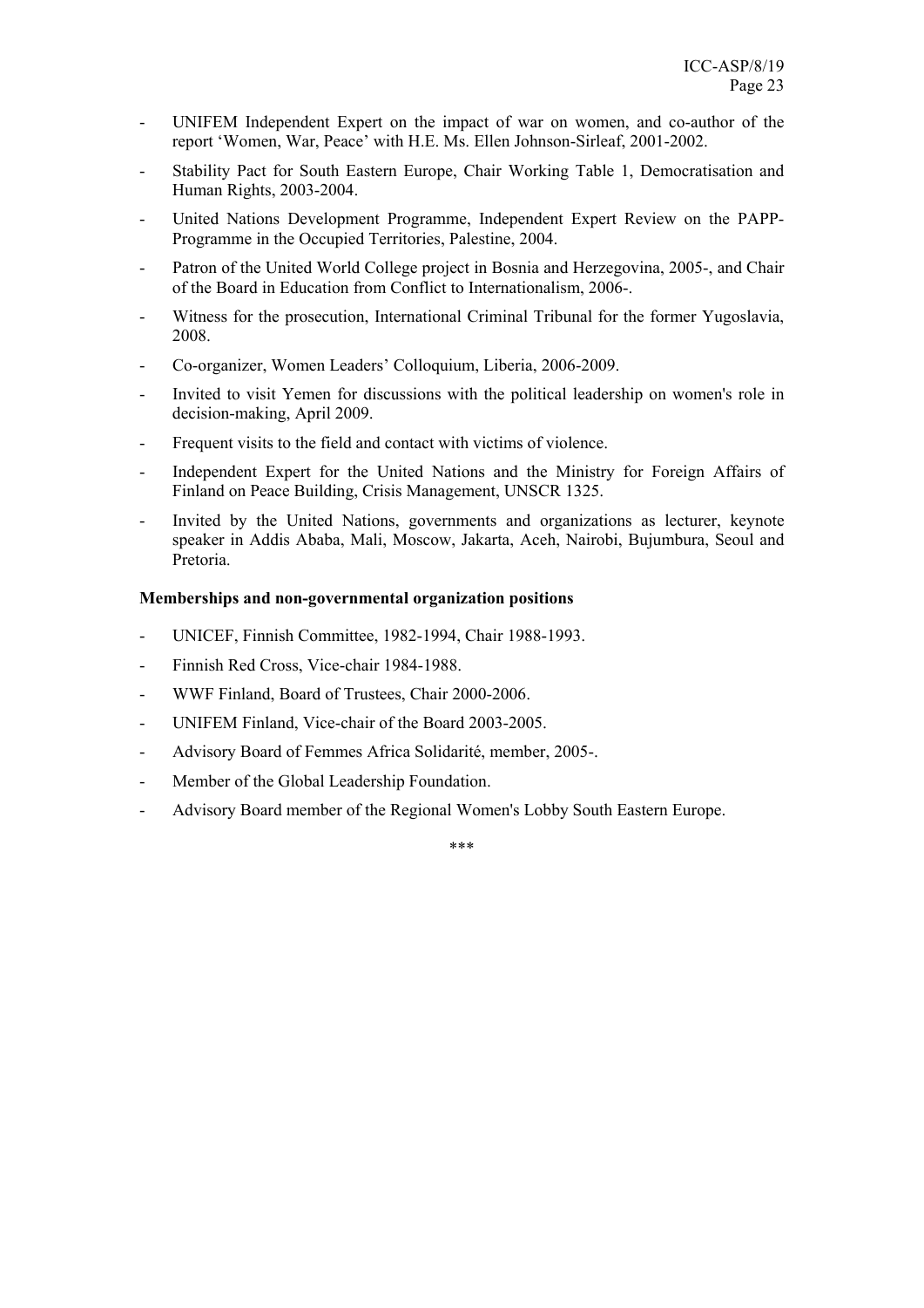- UNIFEM Independent Expert on the impact of war on women, and co-author of the report 'Women, War, Peace' with H.E. Ms. Ellen Johnson-Sirleaf, 2001-2002.
- Stability Pact for South Eastern Europe, Chair Working Table 1, Democratisation and Human Rights, 2003-2004.
- United Nations Development Programme, Independent Expert Review on the PAPP-Programme in the Occupied Territories, Palestine, 2004.
- Patron of the United World College project in Bosnia and Herzegovina, 2005-, and Chair of the Board in Education from Conflict to Internationalism, 2006-.
- Witness for the prosecution, International Criminal Tribunal for the former Yugoslavia, 2008.
- Co-organizer, Women Leaders' Colloquium, Liberia, 2006-2009.
- Invited to visit Yemen for discussions with the political leadership on women's role in decision-making, April 2009.
- Frequent visits to the field and contact with victims of violence.
- Independent Expert for the United Nations and the Ministry for Foreign Affairs of Finland on Peace Building, Crisis Management, UNSCR 1325.
- Invited by the United Nations, governments and organizations as lecturer, keynote speaker in Addis Ababa, Mali, Moscow, Jakarta, Aceh, Nairobi, Bujumbura, Seoul and Pretoria.

**Memberships and non-governmental organization positions**

- UNICEF, Finnish Committee, 1982-1994, Chair 1988-1993.
- Finnish Red Cross, Vice-chair 1984-1988.
- WWF Finland, Board of Trustees, Chair 2000-2006.
- UNIFEM Finland, Vice-chair of the Board 2003-2005.
- Advisory Board of Femmes Africa Solidarité, member, 2005-.
- Member of the Global Leadership Foundation.
- Advisory Board member of the Regional Women's Lobby South Eastern Europe.

\*\*\*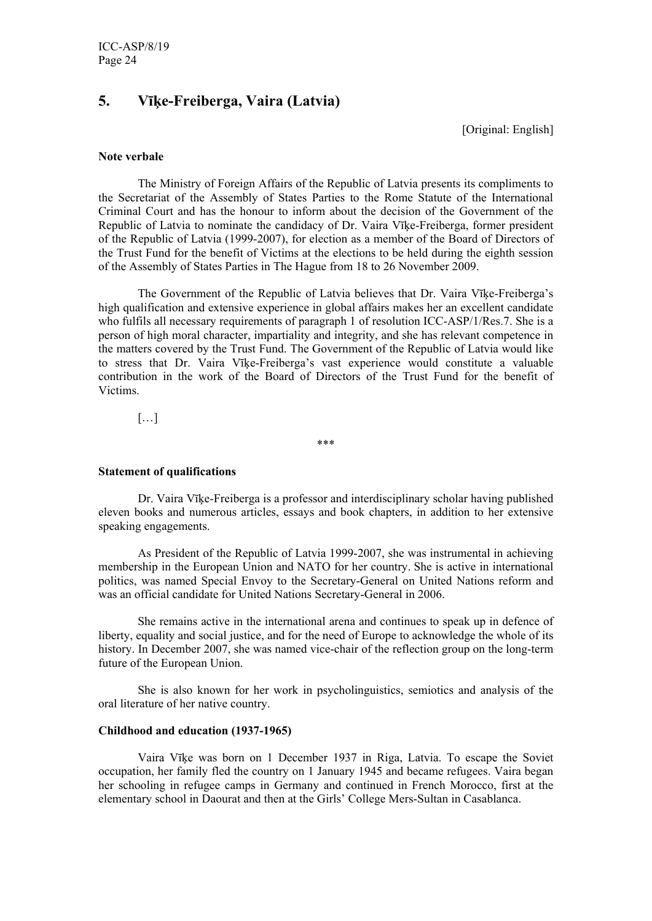## 5. Vīķe-Freiberga, Vaira (Latvia)

[Original: English]

**Note verbale**

The Ministry of Foreign Affairs of the Republic of Latvia presents its compliments to the Secretariat of the Assembly of States Parties to the Rome Statute of the International Criminal Court and has the honour to inform about the decision of the Government of the Republic of Latvia to nominate the candidacy of Dr. Vaira Vīķe-Freiberga, former president of the Republic of Latvia (1999-2007), for election as a member of the Board of Directors of the Trust Fund for the benefit of Victims at the elections to be held during the eighth session of the Assembly of States Parties in The Hague from 18 to 26 November 2009.

The Government of the Republic of Latvia believes that Dr. Vaira Vīķe-Freiberga's high qualification and extensive experience in global affairs makes her an excellent candidate who fulfils all necessary requirements of paragraph 1 of resolution ICC-ASP/1/Res.7. She is a person of high moral character, impartiality and integrity, and she has relevant competence in the matters covered by the Trust Fund. The Government of the Republic of Latvia would like to stress that Dr. Vaira Vīķe-Freiberga's vast experience would constitute a valuable contribution in the work of the Board of Directors of the Trust Fund for the benefit of Victims.

[…]

***

**Statement of qualifications**

Dr. Vaira Vīķe-Freiberga is a professor and interdisciplinary scholar having published eleven books and numerous articles, essays and book chapters, in addition to her extensive speaking engagements.

As President of the Republic of Latvia 1999-2007, she was instrumental in achieving membership in the European Union and NATO for her country. She is active in international politics, was named Special Envoy to the Secretary-General on United Nations reform and was an official candidate for United Nations Secretary-General in 2006.

She remains active in the international arena and continues to speak up in defence of liberty, equality and social justice, and for the need of Europe to acknowledge the whole of its history. In December 2007, she was named vice-chair of the reflection group on the long-term future of the European Union.

She is also known for her work in psycholinguistics, semiotics and analysis of the oral literature of her native country.

**Childhood and education (1937-1965)**

Vaira Vīķe was born on 1 December 1937 in Riga, Latvia. To escape the Soviet occupation, her family fled the country on 1 January 1945 and became refugees. Vaira began her schooling in refugee camps in Germany and continued in French Morocco, first at the elementary school in Daourat and then at the Girls' College Mers-Sultan in Casablanca.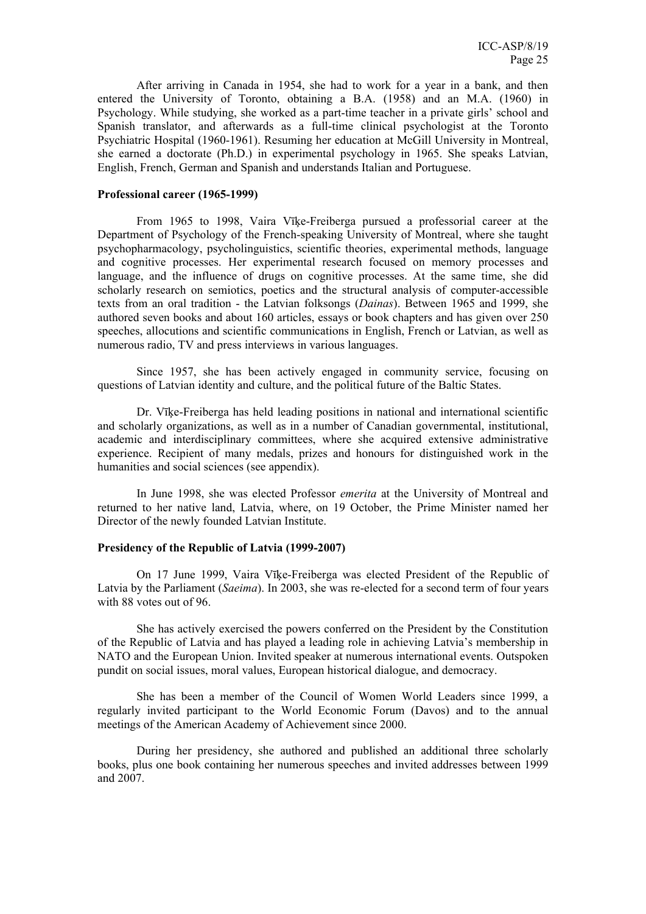After arriving in Canada in 1954, she had to work for a year in a bank, and then entered the University of Toronto, obtaining a B.A. (1958) and an M.A. (1960) in Psychology. While studying, she worked as a part-time teacher in a private girls' school and Spanish translator, and afterwards as a full-time clinical psychologist at the Toronto Psychiatric Hospital (1960-1961). Resuming her education at McGill University in Montreal, she earned a doctorate (Ph.D.) in experimental psychology in 1965. She speaks Latvian, English, French, German and Spanish and understands Italian and Portuguese.

**Professional career (1965-1999)**

From 1965 to 1998, Vaira Vīķe-Freiberga pursued a professorial career at the Department of Psychology of the French-speaking University of Montreal, where she taught psychopharmacology, psycholinguistics, scientific theories, experimental methods, language and cognitive processes. Her experimental research focused on memory processes and language, and the influence of drugs on cognitive processes. At the same time, she did scholarly research on semiotics, poetics and the structural analysis of computer-accessible texts from an oral tradition - the Latvian folksongs (*Dainas*). Between 1965 and 1999, she authored seven books and about 160 articles, essays or book chapters and has given over 250 speeches, allocutions and scientific communications in English, French or Latvian, as well as numerous radio, TV and press interviews in various languages.

Since 1957, she has been actively engaged in community service, focusing on questions of Latvian identity and culture, and the political future of the Baltic States.

Dr. Vīķe-Freiberga has held leading positions in national and international scientific and scholarly organizations, as well as in a number of Canadian governmental, institutional, academic and interdisciplinary committees, where she acquired extensive administrative experience. Recipient of many medals, prizes and honours for distinguished work in the humanities and social sciences (see appendix).

In June 1998, she was elected Professor *emerita* at the University of Montreal and returned to her native land, Latvia, where, on 19 October, the Prime Minister named her Director of the newly founded Latvian Institute.

**Presidency of the Republic of Latvia (1999-2007)**

On 17 June 1999, Vaira Vīķe-Freiberga was elected President of the Republic of Latvia by the Parliament (*Saeima*). In 2003, she was re-elected for a second term of four years with 88 votes out of 96.

She has actively exercised the powers conferred on the President by the Constitution of the Republic of Latvia and has played a leading role in achieving Latvia's membership in NATO and the European Union. Invited speaker at numerous international events. Outspoken pundit on social issues, moral values, European historical dialogue, and democracy.

She has been a member of the Council of Women World Leaders since 1999, a regularly invited participant to the World Economic Forum (Davos) and to the annual meetings of the American Academy of Achievement since 2000.

During her presidency, she authored and published an additional three scholarly books, plus one book containing her numerous speeches and invited addresses between 1999 and 2007.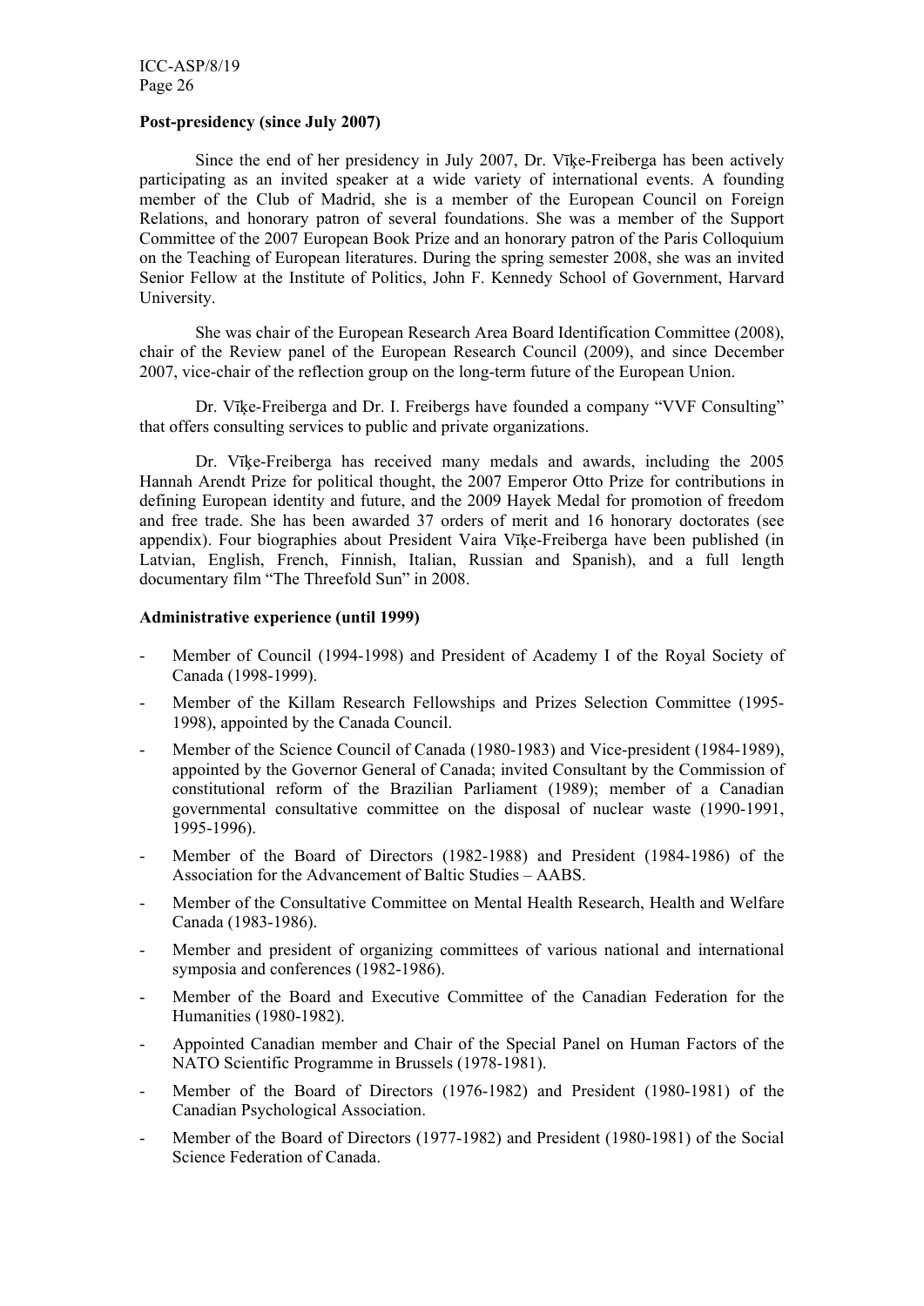**Post-presidency (since July 2007)**

Since the end of her presidency in July 2007, Dr. Vīķe-Freiberga has been actively participating as an invited speaker at a wide variety of international events. A founding member of the Club of Madrid, she is a member of the European Council on Foreign Relations, and honorary patron of several foundations. She was a member of the Support Committee of the 2007 European Book Prize and an honorary patron of the Paris Colloquium on the Teaching of European literatures. During the spring semester 2008, she was an invited Senior Fellow at the Institute of Politics, John F. Kennedy School of Government, Harvard University.

She was chair of the European Research Area Board Identification Committee (2008), chair of the Review panel of the European Research Council (2009), and since December 2007, vice-chair of the reflection group on the long-term future of the European Union.

Dr. Vīķe-Freiberga and Dr. I. Freibergs have founded a company "VVF Consulting" that offers consulting services to public and private organizations.

Dr. Vīķe-Freiberga has received many medals and awards, including the 2005 Hannah Arendt Prize for political thought, the 2007 Emperor Otto Prize for contributions in defining European identity and future, and the 2009 Hayek Medal for promotion of freedom and free trade. She has been awarded 37 orders of merit and 16 honorary doctorates (see appendix). Four biographies about President Vaira Vīķe-Freiberga have been published (in Latvian, English, French, Finnish, Italian, Russian and Spanish), and a full length documentary film "The Threefold Sun" in 2008.

**Administrative experience (until 1999)**

- Member of Council (1994-1998) and President of Academy I of the Royal Society of Canada (1998-1999).
- Member of the Killam Research Fellowships and Prizes Selection Committee (1995-1998), appointed by the Canada Council.
- Member of the Science Council of Canada (1980-1983) and Vice-president (1984-1989), appointed by the Governor General of Canada; invited Consultant by the Commission of constitutional reform of the Brazilian Parliament (1989); member of a Canadian governmental consultative committee on the disposal of nuclear waste (1990-1991, 1995-1996).
- Member of the Board of Directors (1982-1988) and President (1984-1986) of the Association for the Advancement of Baltic Studies – AABS.
- Member of the Consultative Committee on Mental Health Research, Health and Welfare Canada (1983-1986).
- Member and president of organizing committees of various national and international symposia and conferences (1982-1986).
- Member of the Board and Executive Committee of the Canadian Federation for the Humanities (1980-1982).
- Appointed Canadian member and Chair of the Special Panel on Human Factors of the NATO Scientific Programme in Brussels (1978-1981).
- Member of the Board of Directors (1976-1982) and President (1980-1981) of the Canadian Psychological Association.
- Member of the Board of Directors (1977-1982) and President (1980-1981) of the Social Science Federation of Canada.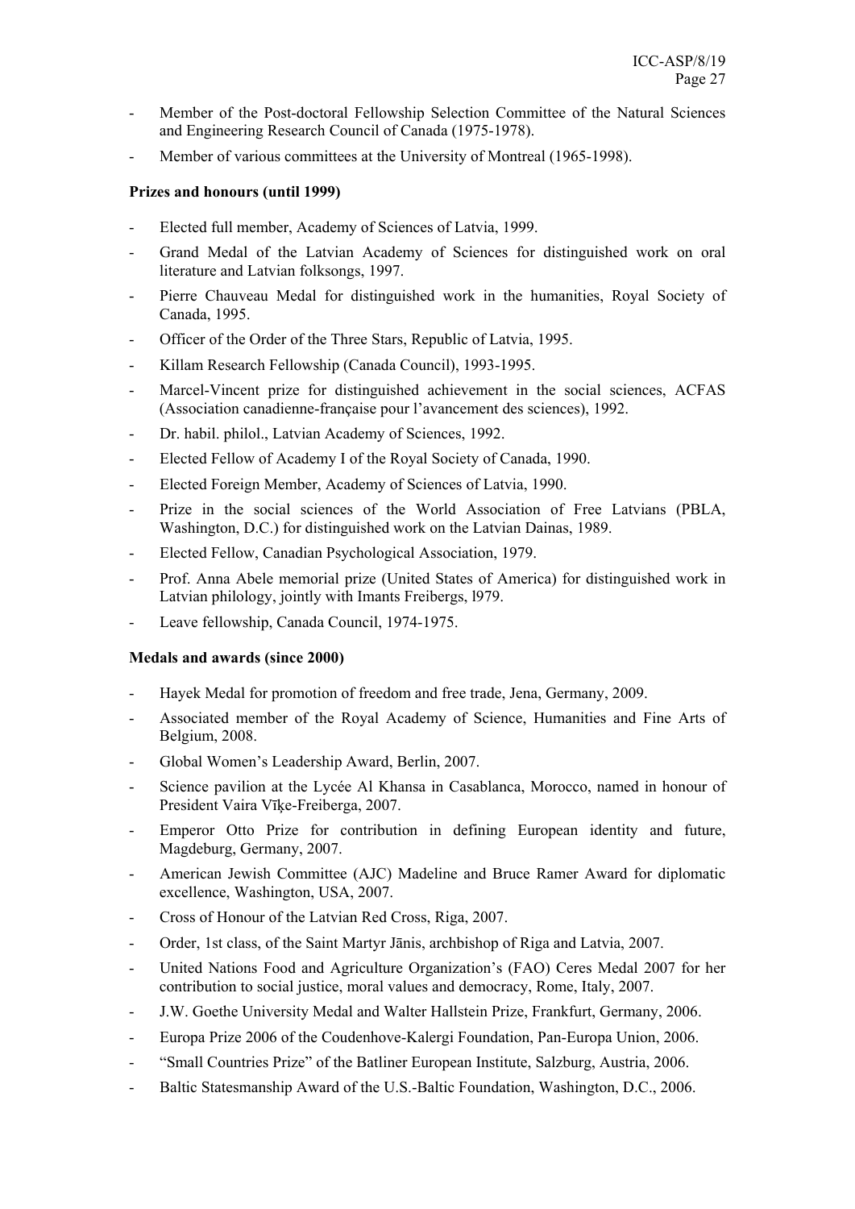- Member of the Post-doctoral Fellowship Selection Committee of the Natural Sciences and Engineering Research Council of Canada (1975-1978).
- Member of various committees at the University of Montreal (1965-1998).

**Prizes and honours (until 1999)**

- Elected full member, Academy of Sciences of Latvia, 1999.
- Grand Medal of the Latvian Academy of Sciences for distinguished work on oral literature and Latvian folksongs, 1997.
- Pierre Chauveau Medal for distinguished work in the humanities, Royal Society of Canada, 1995.
- Officer of the Order of the Three Stars, Republic of Latvia, 1995.
- Killam Research Fellowship (Canada Council), 1993-1995.
- Marcel-Vincent prize for distinguished achievement in the social sciences, ACFAS (Association canadienne-française pour l'avancement des sciences), 1992.
- Dr. habil. philol., Latvian Academy of Sciences, 1992.
- Elected Fellow of Academy I of the Royal Society of Canada, 1990.
- Elected Foreign Member, Academy of Sciences of Latvia, 1990.
- Prize in the social sciences of the World Association of Free Latvians (PBLA, Washington, D.C.) for distinguished work on the Latvian Dainas, 1989.
- Elected Fellow, Canadian Psychological Association, 1979.
- Prof. Anna Abele memorial prize (United States of America) for distinguished work in Latvian philology, jointly with Imants Freibergs, l979.
- Leave fellowship, Canada Council, 1974-1975.

**Medals and awards (since 2000)**

- Hayek Medal for promotion of freedom and free trade, Jena, Germany, 2009.
- Associated member of the Royal Academy of Science, Humanities and Fine Arts of Belgium, 2008.
- Global Women's Leadership Award, Berlin, 2007.
- Science pavilion at the Lycée Al Khansa in Casablanca, Morocco, named in honour of President Vaira Vīķe-Freiberga, 2007.
- Emperor Otto Prize for contribution in defining European identity and future, Magdeburg, Germany, 2007.
- American Jewish Committee (AJC) Madeline and Bruce Ramer Award for diplomatic excellence, Washington, USA, 2007.
- Cross of Honour of the Latvian Red Cross, Riga, 2007.
- Order, 1st class, of the Saint Martyr Jānis, archbishop of Riga and Latvia, 2007.
- United Nations Food and Agriculture Organization's (FAO) Ceres Medal 2007 for her contribution to social justice, moral values and democracy, Rome, Italy, 2007.
- J.W. Goethe University Medal and Walter Hallstein Prize, Frankfurt, Germany, 2006.
- Europa Prize 2006 of the Coudenhove-Kalergi Foundation, Pan-Europa Union, 2006.
- "Small Countries Prize" of the Batliner European Institute, Salzburg, Austria, 2006.
- Baltic Statesmanship Award of the U.S.-Baltic Foundation, Washington, D.C., 2006.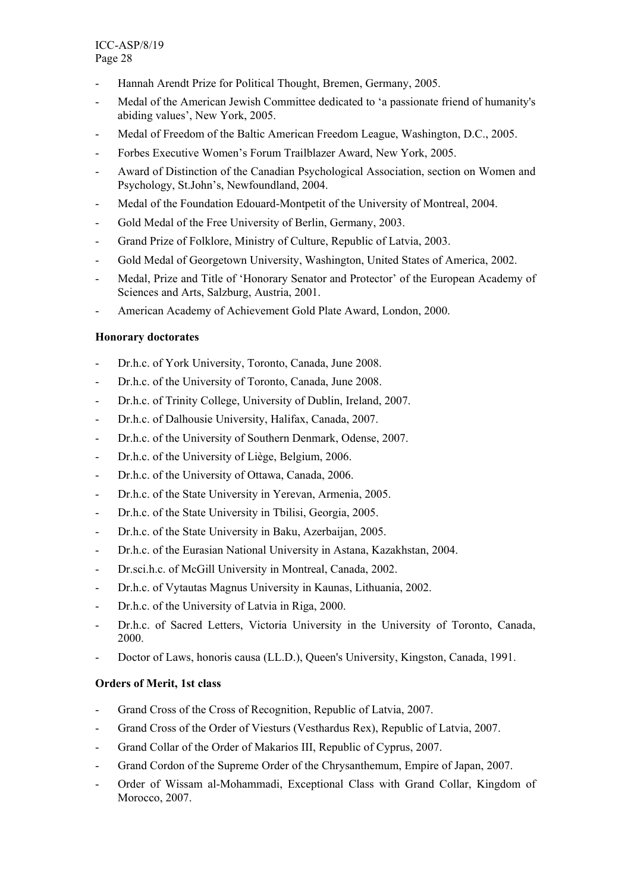- Hannah Arendt Prize for Political Thought, Bremen, Germany, 2005.
- Medal of the American Jewish Committee dedicated to 'a passionate friend of humanity's abiding values', New York, 2005.
- Medal of Freedom of the Baltic American Freedom League, Washington, D.C., 2005.
- Forbes Executive Women's Forum Trailblazer Award, New York, 2005.
- Award of Distinction of the Canadian Psychological Association, section on Women and Psychology, St.John's, Newfoundland, 2004.
- Medal of the Foundation Edouard-Montpetit of the University of Montreal, 2004.
- Gold Medal of the Free University of Berlin, Germany, 2003.
- Grand Prize of Folklore, Ministry of Culture, Republic of Latvia, 2003.
- Gold Medal of Georgetown University, Washington, United States of America, 2002.
- Medal, Prize and Title of 'Honorary Senator and Protector' of the European Academy of Sciences and Arts, Salzburg, Austria, 2001.
- American Academy of Achievement Gold Plate Award, London, 2000.

**Honorary doctorates**

- Dr.h.c. of York University, Toronto, Canada, June 2008.
- Dr.h.c. of the University of Toronto, Canada, June 2008.
- Dr.h.c. of Trinity College, University of Dublin, Ireland, 2007.
- Dr.h.c. of Dalhousie University, Halifax, Canada, 2007.
- Dr.h.c. of the University of Southern Denmark, Odense, 2007.
- Dr.h.c. of the University of Liège, Belgium, 2006.
- Dr.h.c. of the University of Ottawa, Canada, 2006.
- Dr.h.c. of the State University in Yerevan, Armenia, 2005.
- Dr.h.c. of the State University in Tbilisi, Georgia, 2005.
- Dr.h.c. of the State University in Baku, Azerbaijan, 2005.
- Dr.h.c. of the Eurasian National University in Astana, Kazakhstan, 2004.
- Dr.sci.h.c. of McGill University in Montreal, Canada, 2002.
- Dr.h.c. of Vytautas Magnus University in Kaunas, Lithuania, 2002.
- Dr.h.c. of the University of Latvia in Riga, 2000.
- Dr.h.c. of Sacred Letters, Victoria University in the University of Toronto, Canada, 2000.
- Doctor of Laws, honoris causa (LL.D.), Queen's University, Kingston, Canada, 1991.

**Orders of Merit, 1st class**

- Grand Cross of the Cross of Recognition, Republic of Latvia, 2007.
- Grand Cross of the Order of Viesturs (Vesthardus Rex), Republic of Latvia, 2007.
- Grand Collar of the Order of Makarios III, Republic of Cyprus, 2007.
- Grand Cordon of the Supreme Order of the Chrysanthemum, Empire of Japan, 2007.
- Order of Wissam al-Mohammadi, Exceptional Class with Grand Collar, Kingdom of Morocco, 2007.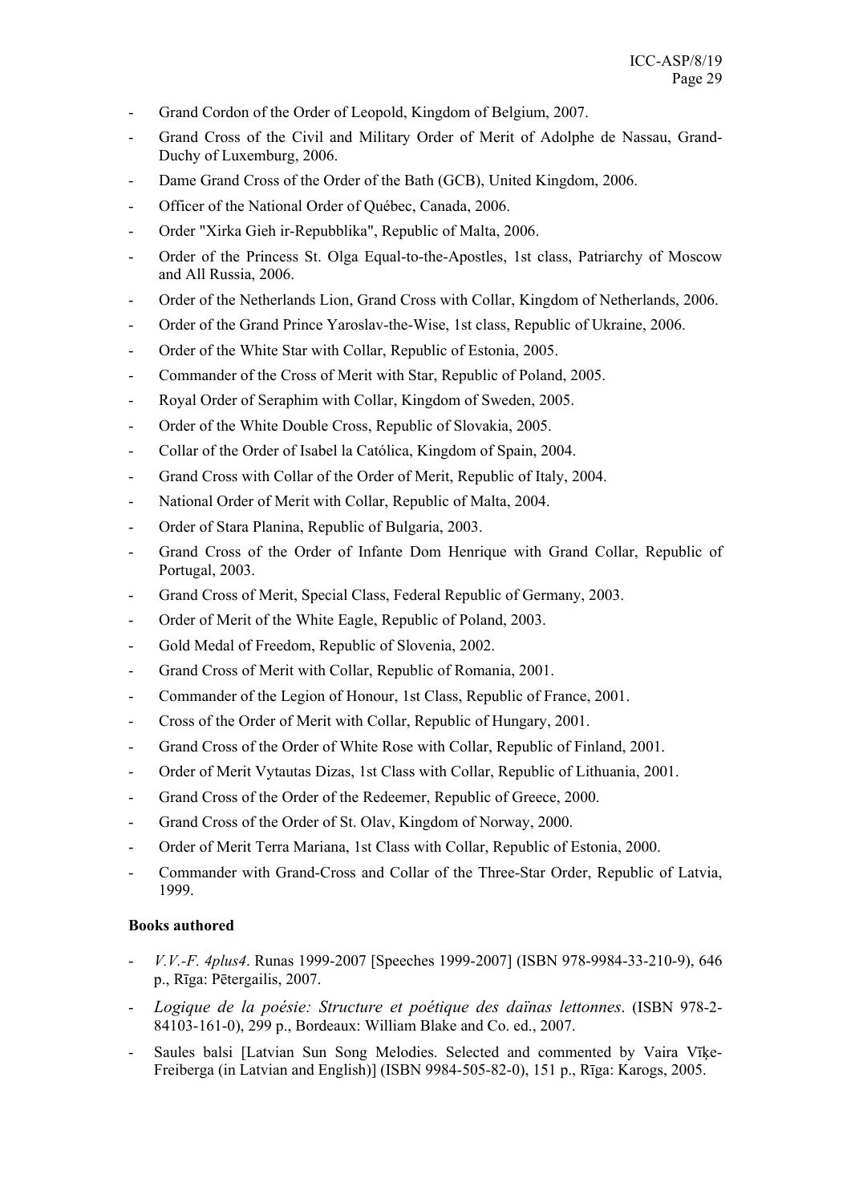- Grand Cordon of the Order of Leopold, Kingdom of Belgium, 2007.
- Grand Cross of the Civil and Military Order of Merit of Adolphe de Nassau, Grand-Duchy of Luxemburg, 2006.
- Dame Grand Cross of the Order of the Bath (GCB), United Kingdom, 2006.
- Officer of the National Order of Québec, Canada, 2006.
- Order "Xirka Gieh ir-Repubblika", Republic of Malta, 2006.
- Order of the Princess St. Olga Equal-to-the-Apostles, 1st class, Patriarchy of Moscow and All Russia, 2006.
- Order of the Netherlands Lion, Grand Cross with Collar, Kingdom of Netherlands, 2006.
- Order of the Grand Prince Yaroslav-the-Wise, 1st class, Republic of Ukraine, 2006.
- Order of the White Star with Collar, Republic of Estonia, 2005.
- Commander of the Cross of Merit with Star, Republic of Poland, 2005.
- Royal Order of Seraphim with Collar, Kingdom of Sweden, 2005.
- Order of the White Double Cross, Republic of Slovakia, 2005.
- Collar of the Order of Isabel la Católica, Kingdom of Spain, 2004.
- Grand Cross with Collar of the Order of Merit, Republic of Italy, 2004.
- National Order of Merit with Collar, Republic of Malta, 2004.
- Order of Stara Planina, Republic of Bulgaria, 2003.
- Grand Cross of the Order of Infante Dom Henrique with Grand Collar, Republic of Portugal, 2003.
- Grand Cross of Merit, Special Class, Federal Republic of Germany, 2003.
- Order of Merit of the White Eagle, Republic of Poland, 2003.
- Gold Medal of Freedom, Republic of Slovenia, 2002.
- Grand Cross of Merit with Collar, Republic of Romania, 2001.
- Commander of the Legion of Honour, 1st Class, Republic of France, 2001.
- Cross of the Order of Merit with Collar, Republic of Hungary, 2001.
- Grand Cross of the Order of White Rose with Collar, Republic of Finland, 2001.
- Order of Merit Vytautas Dizas, 1st Class with Collar, Republic of Lithuania, 2001.
- Grand Cross of the Order of the Redeemer, Republic of Greece, 2000.
- Grand Cross of the Order of St. Olav, Kingdom of Norway, 2000.
- Order of Merit Terra Mariana, 1st Class with Collar, Republic of Estonia, 2000.
- Commander with Grand-Cross and Collar of the Three-Star Order, Republic of Latvia, 1999.

**Books authored**

- *V.V.-F. 4plus4*. Runas 1999-2007 [Speeches 1999-2007] (ISBN 978-9984-33-210-9), 646 p., Rīga: Pētergailis, 2007.
- *Logique de la poésie: Structure et poétique des daïnas lettonnes*. (ISBN 978-2-84103-161-0), 299 p., Bordeaux: William Blake and Co. ed., 2007.
- Saules balsi [Latvian Sun Song Melodies. Selected and commented by Vaira Vīķe-Freiberga (in Latvian and English)] (ISBN 9984-505-82-0), 151 p., Rīga: Karogs, 2005.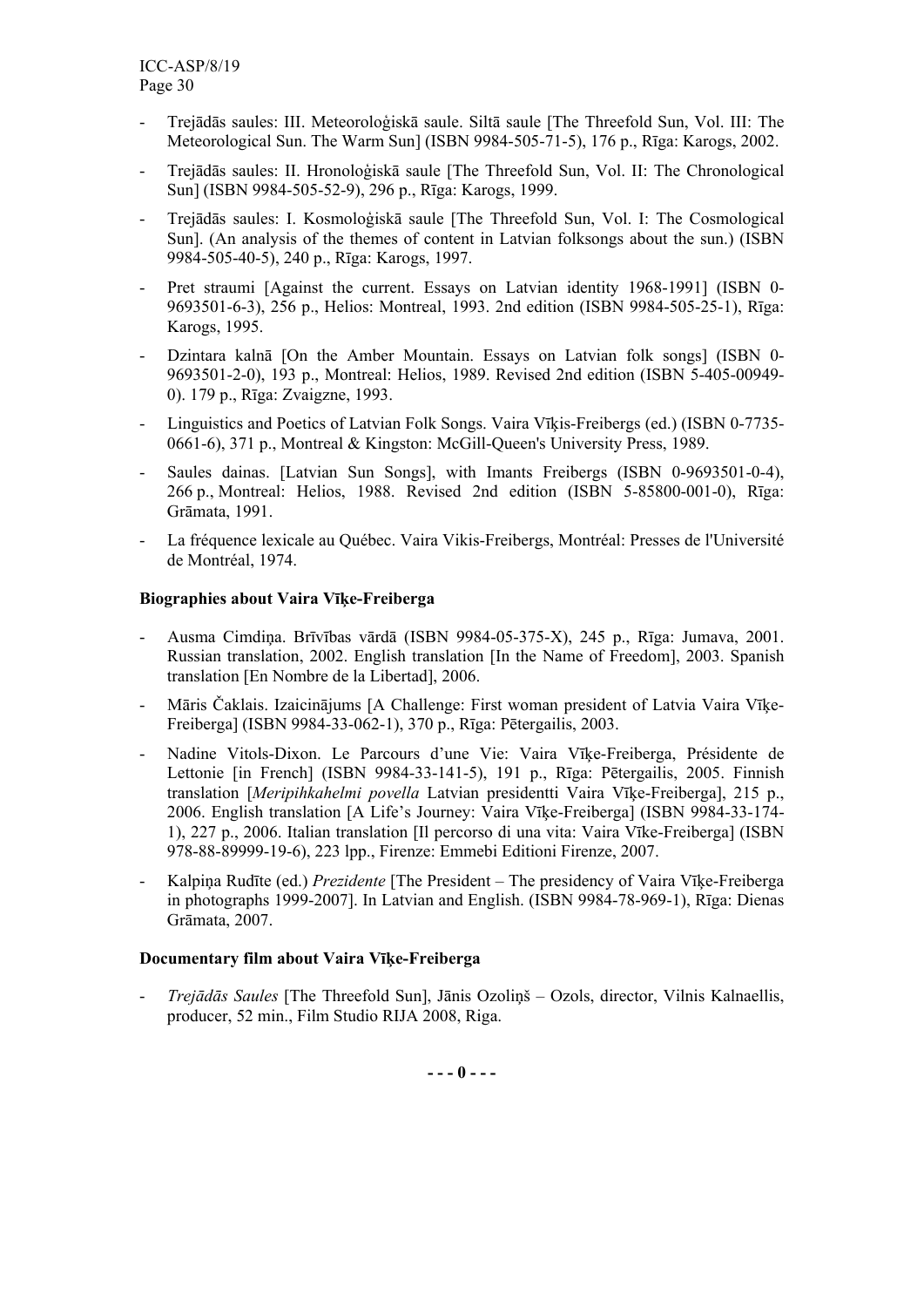- Trejādās saules: III. Meteoroloģiskā saule. Siltā saule [The Threefold Sun, Vol. III: The Meteorological Sun. The Warm Sun] (ISBN 9984-505-71-5), 176 p., Rīga: Karogs, 2002.
- Trejādās saules: II. Hronoloģiskā saule [The Threefold Sun, Vol. II: The Chronological Sun] (ISBN 9984-505-52-9), 296 p., Rīga: Karogs, 1999.
- Trejādās saules: I. Kosmoloģiskā saule [The Threefold Sun, Vol. I: The Cosmological Sun]. (An analysis of the themes of content in Latvian folksongs about the sun.) (ISBN 9984-505-40-5), 240 p., Rīga: Karogs, 1997.
- Pret straumi [Against the current. Essays on Latvian identity 1968-1991] (ISBN 0-9693501-6-3), 256 p., Helios: Montreal, 1993. 2nd edition (ISBN 9984-505-25-1), Rīga: Karogs, 1995.
- Dzintara kalnā [On the Amber Mountain. Essays on Latvian folk songs] (ISBN 0-9693501-2-0), 193 p., Montreal: Helios, 1989. Revised 2nd edition (ISBN 5-405-00949-0). 179 p., Rīga: Zvaigzne, 1993.
- Linguistics and Poetics of Latvian Folk Songs. Vaira Vīķis-Freibergs (ed.) (ISBN 0-7735-0661-6), 371 p., Montreal & Kingston: McGill-Queen's University Press, 1989.
- Saules dainas. [Latvian Sun Songs], with Imants Freibergs (ISBN 0-9693501-0-4), 266 p., Montreal: Helios, 1988. Revised 2nd edition (ISBN 5-85800-001-0), Rīga: Grāmata, 1991.
- La fréquence lexicale au Québec. Vaira Vikis-Freibergs, Montréal: Presses de l'Université de Montréal, 1974.

**Biographies about Vaira Vīķe-Freiberga**

- Ausma Cimdiņa. Brīvības vārdā (ISBN 9984-05-375-X), 245 p., Rīga: Jumava, 2001. Russian translation, 2002. English translation [In the Name of Freedom], 2003. Spanish translation [En Nombre de la Libertad], 2006.
- Māris Čaklais. Izaicinājums [A Challenge: First woman president of Latvia Vaira Vīķe-Freiberga] (ISBN 9984-33-062-1), 370 p., Rīga: Pētergailis, 2003.
- Nadine Vitols-Dixon. Le Parcours d'une Vie: Vaira Vīķe-Freiberga, Présidente de Lettonie [in French] (ISBN 9984-33-141-5), 191 p., Rīga: Pētergailis, 2005. Finnish translation [*Meripihkahelmi povella* Latvian presidentti Vaira Vīķe-Freiberga], 215 p., 2006. English translation [A Life's Journey: Vaira Vīķe-Freiberga] (ISBN 9984-33-174-1), 227 p., 2006. Italian translation [Il percorso di una vita: Vaira Vīke-Freiberga] (ISBN 978-88-89999-19-6), 223 lpp., Firenze: Emmebi Editioni Firenze, 2007.
- Kalpiņa Rudīte (ed.) *Prezidente* [The President – The presidency of Vaira Vīķe-Freiberga in photographs 1999-2007]. In Latvian and English. (ISBN 9984-78-969-1), Rīga: Dienas Grāmata, 2007.

**Documentary film about Vaira Vīķe-Freiberga**

- *Trejādās Saules* [The Threefold Sun], Jānis Ozoliņš – Ozols, director, Vilnis Kalnaellis, producer, 52 min., Film Studio RIJA 2008, Riga.

**- - - 0 - - -**